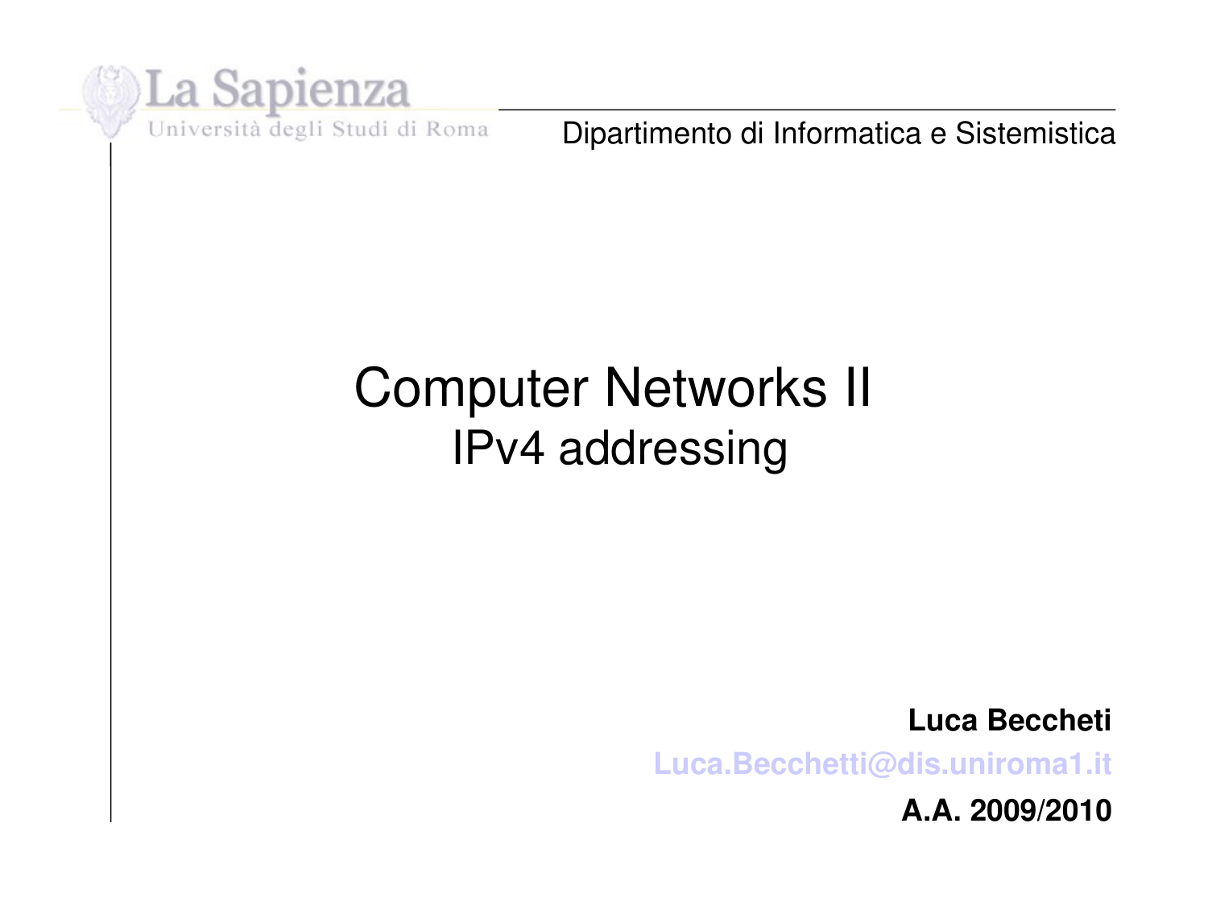La Sapienza

Università degli Studi di Roma

Dipartimento di Informatica e Sistemistica

# Computer Networks II

## IPv4 addressing

**Luca Beccheti**

**Luca.Becchetti@dis.uniroma1.it**

**A.A. 2009/2010**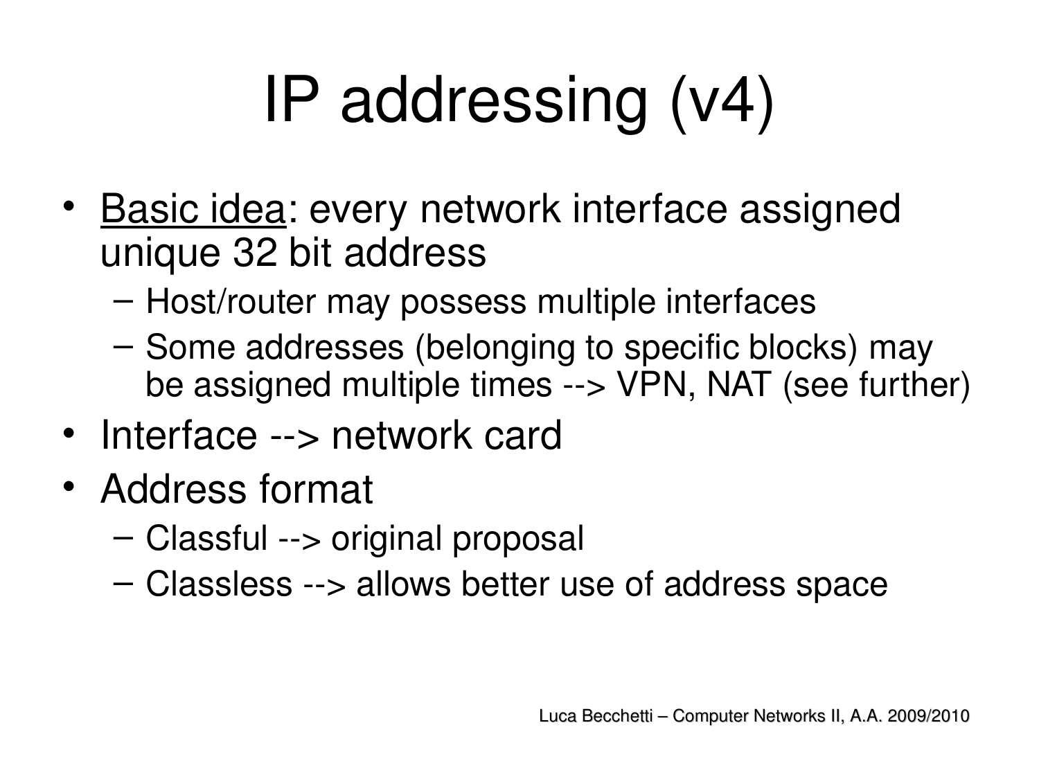# IP addressing (v4)

- Basic idea: every network interface assigned unique 32 bit address
  - Host/router may possess multiple interfaces
  - Some addresses (belonging to specific blocks) may be assigned multiple times --> VPN, NAT (see further)
- Interface --> network card
- Address format
  - Classful --> original proposal
  - Classless --> allows better use of address space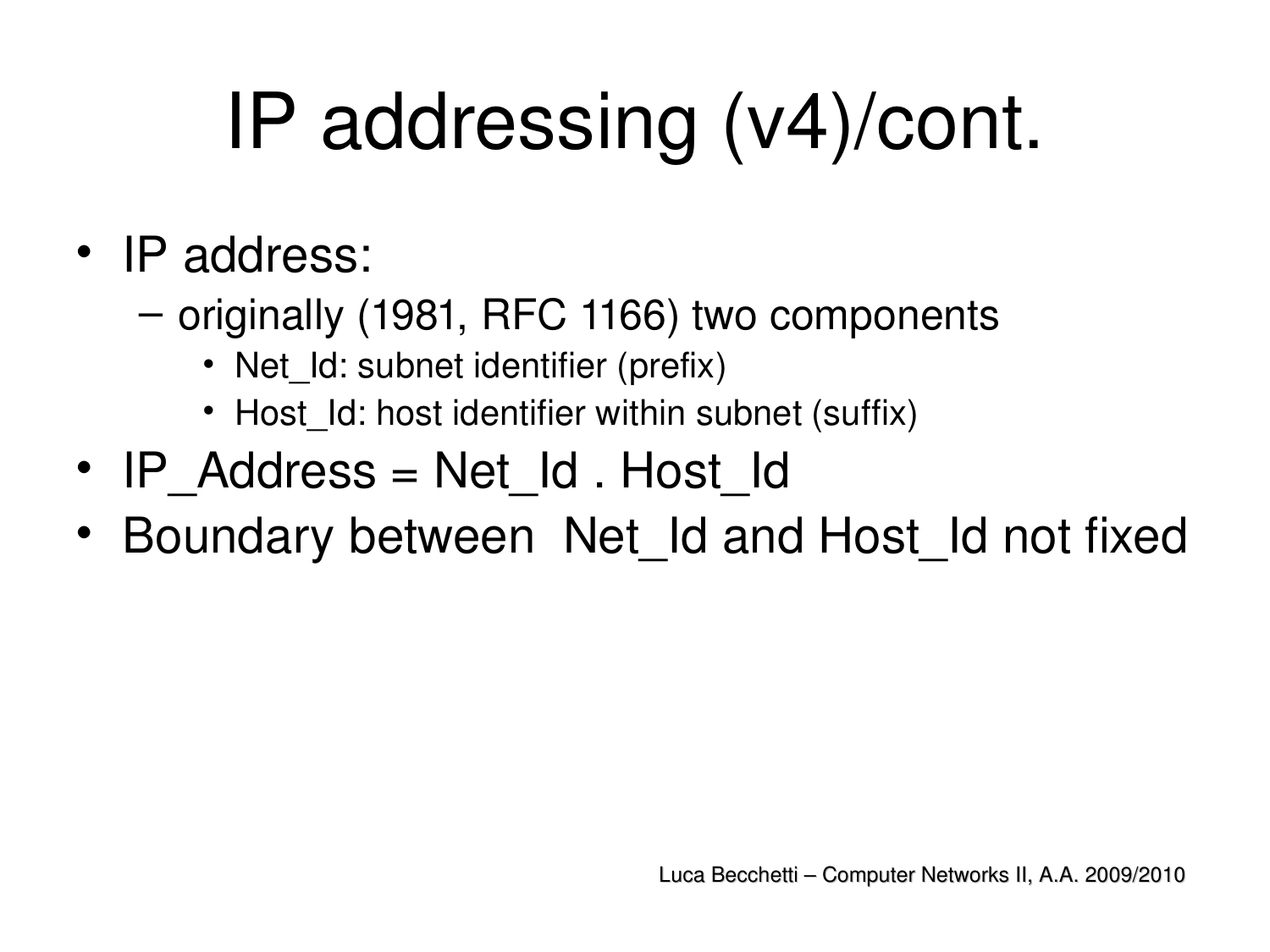# IP addressing (v4)/cont.

- IP address:
  - originally (1981, RFC 1166) two components
    - Net_Id: subnet identifier (prefix)
    - Host_Id: host identifier within subnet (suffix)
- IP_Address = Net_Id . Host_Id
- Boundary between Net_Id and Host_Id not fixed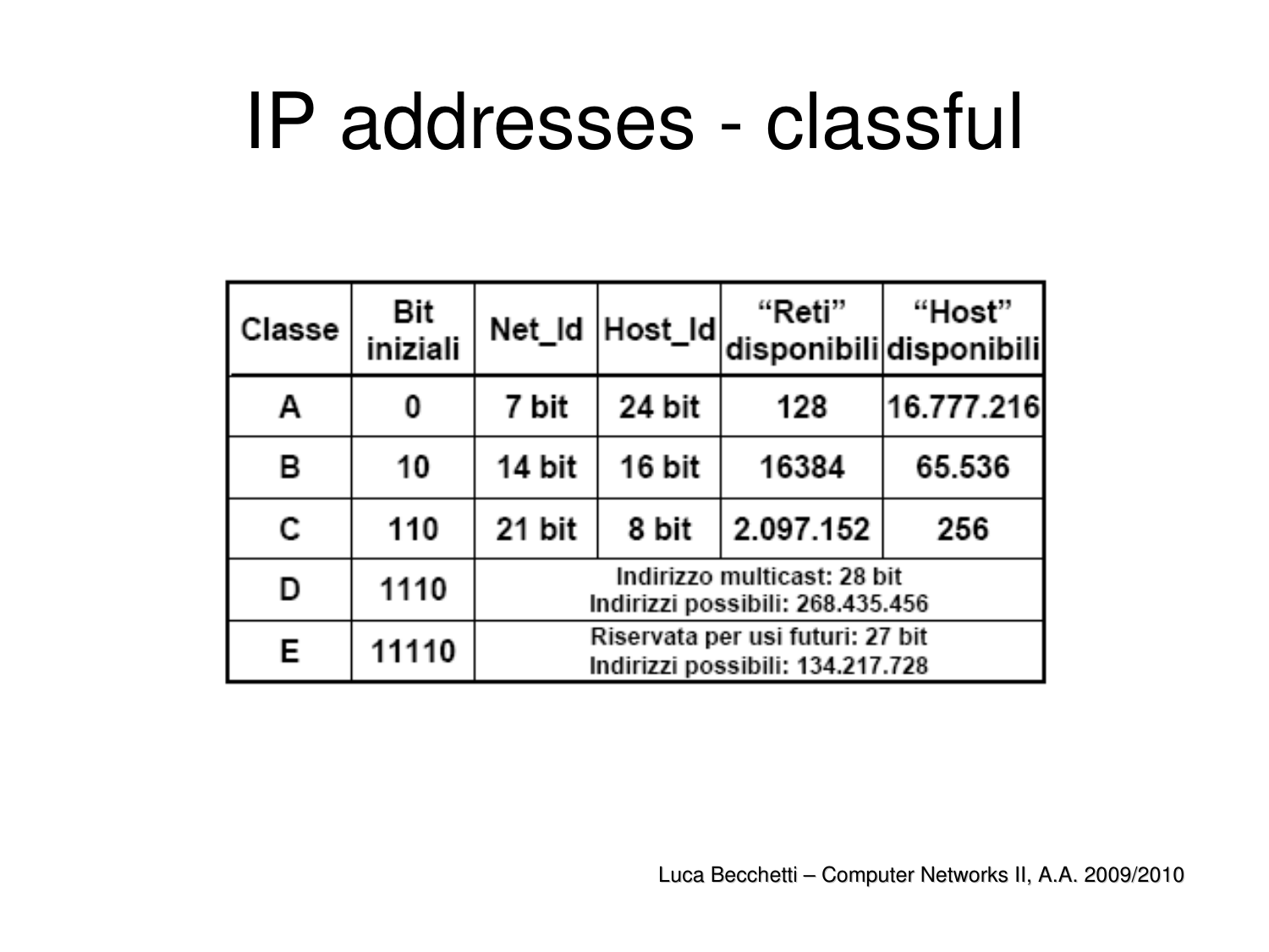# IP addresses - classful

| Classe | Bit iniziali | Net_Id | Host_Id | "Reti" disponibili | "Host" disponibili |
|---|---|---|---|---|---|
| A | 0 | 7 bit | 24 bit | 128 | 16.777.216 |
| B | 10 | 14 bit | 16 bit | 16384 | 65.536 |
| C | 110 | 21 bit | 8 bit | 2.097.152 | 256 |
| D | 1110 | Indirizzo multicast: 28 bit Indirizzi possibili: 268.435.456 | | | |
| E | 11110 | Riservata per usi futuri: 27 bit Indirizzi possibili: 134.217.728 | | | |

Luca Becchetti – Computer Networks II, A.A. 2009/2010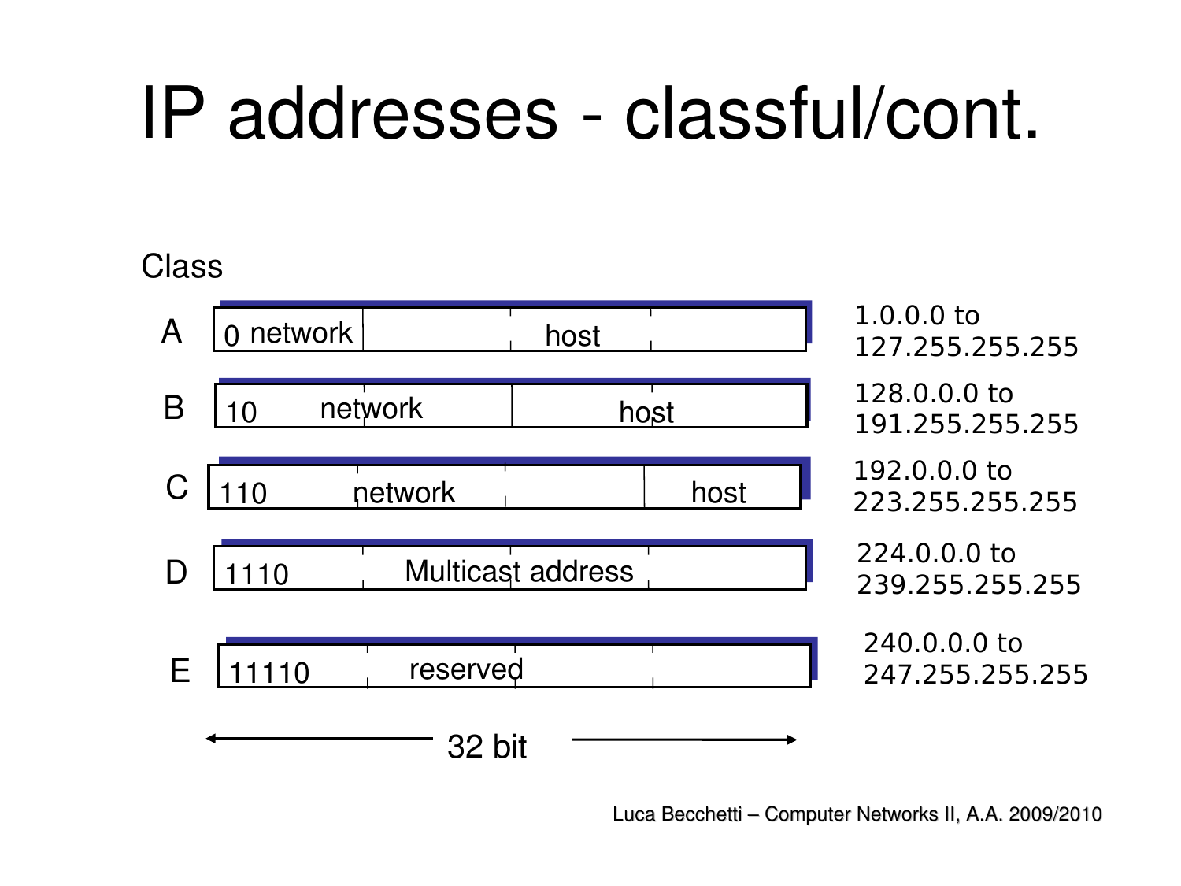# IP addresses - classful/cont.

| Class | Format (32 bit) | Range |
|---|---|---|
| A | 0 network \| host | 1.0.0.0 to 127.255.255.255 |
| B | 10 network \| host | 128.0.0.0 to 191.255.255.255 |
| C | 110 network \| host | 192.0.0.0 to 223.255.255.255 |
| D | 1110 Multicast address | 224.0.0.0 to 239.255.255.255 |
| E | 11110 reserved | 240.0.0.0 to 247.255.255.255 |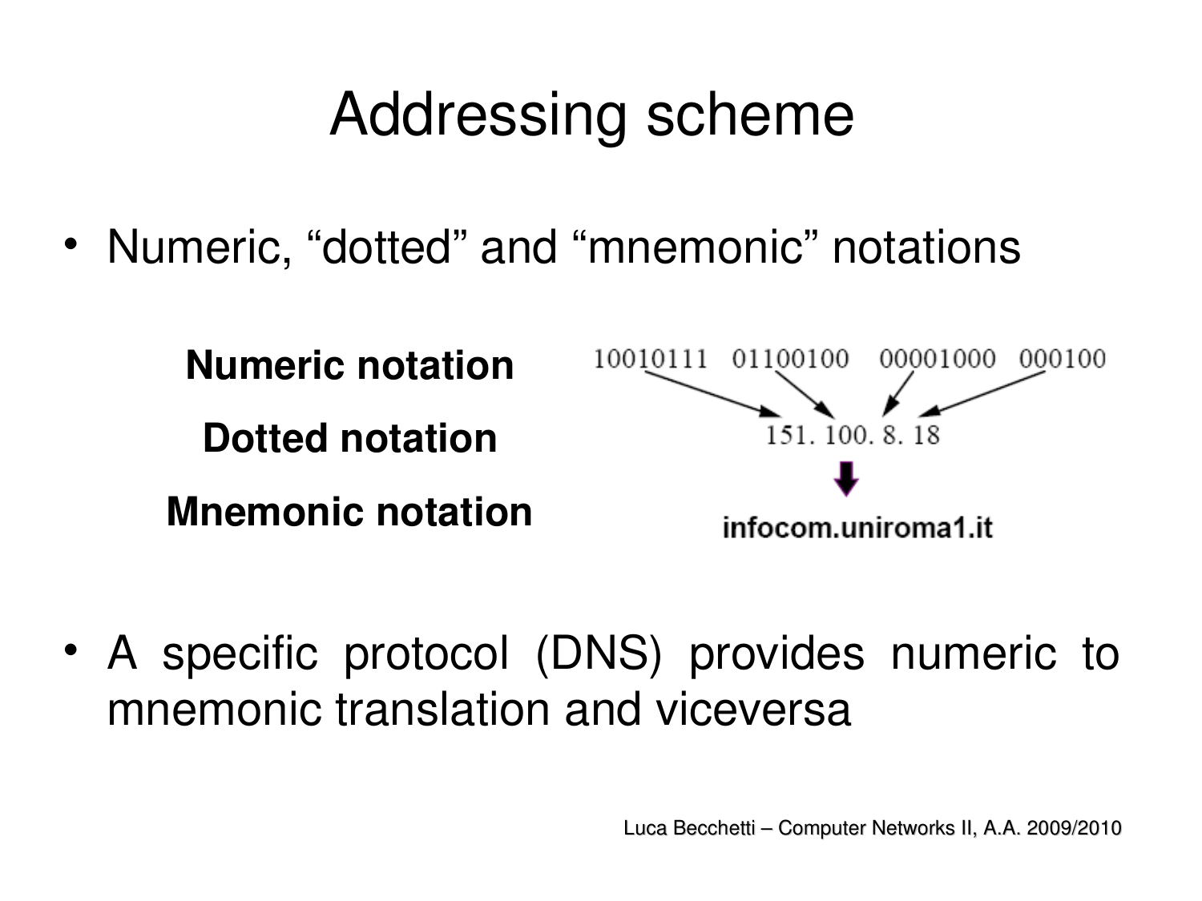# Addressing scheme

- Numeric, "dotted" and "mnemonic" notations

**Numeric notation** 10010111 01100100 00001000 000100

**Dotted notation** 151. 100. 8. 18

**Mnemonic notation** infocom.uniroma1.it

- A specific protocol (DNS) provides numeric to mnemonic translation and viceversa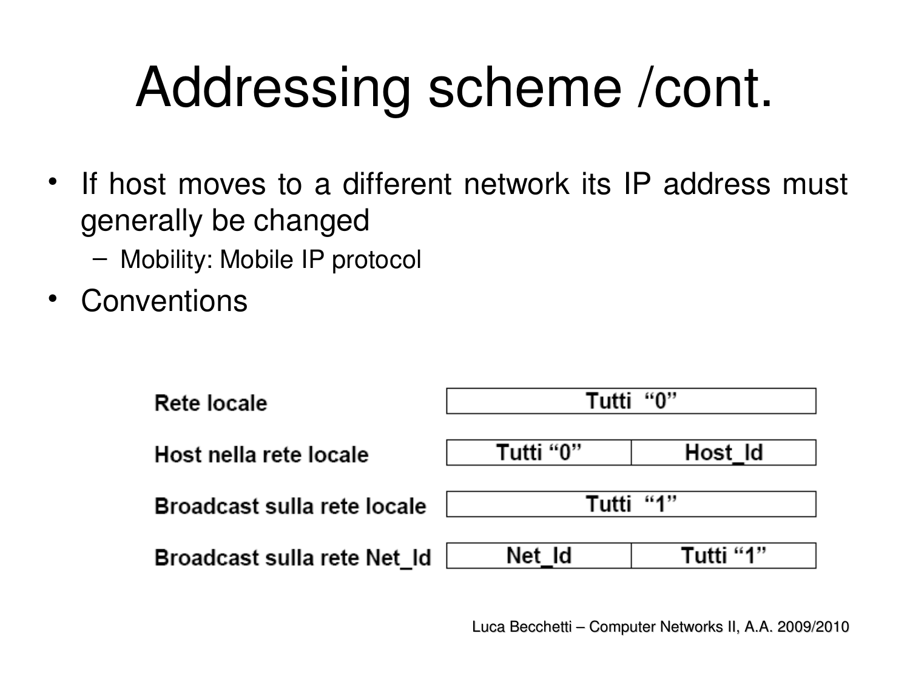# Addressing scheme /cont.

- If host moves to a different network its IP address must generally be changed
  - Mobility: Mobile IP protocol
- Conventions

| | | |
|---|---|---|
| Rete locale | Tutti "0" | |
| Host nella rete locale | Tutti "0" | Host_Id |
| Broadcast sulla rete locale | Tutti "1" | |
| Broadcast sulla rete Net_Id | Net_Id | Tutti "1" |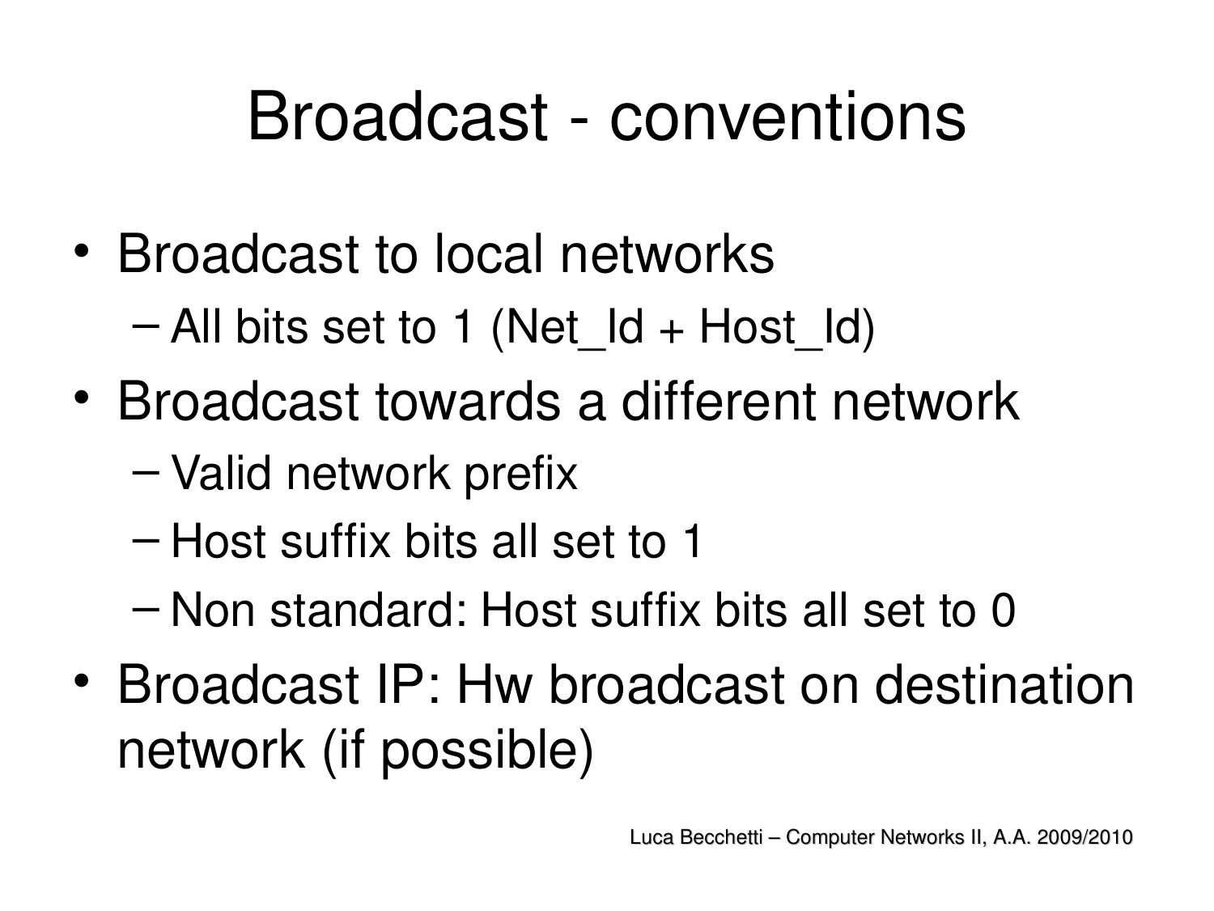# Broadcast - conventions

- Broadcast to local networks
  - All bits set to 1 (Net_Id + Host_Id)
- Broadcast towards a different network
  - Valid network prefix
  - Host suffix bits all set to 1
  - Non standard: Host suffix bits all set to 0
- Broadcast IP: Hw broadcast on destination network (if possible)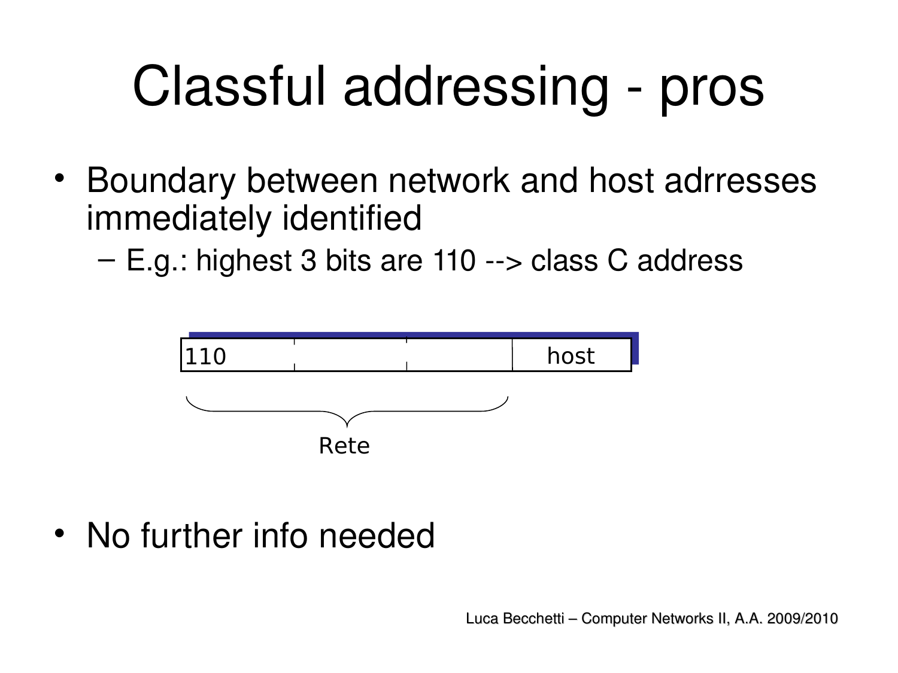# Classful addressing - pros

- Boundary between network and host adrresses immediately identified
  - E.g.: highest 3 bits are 110 --> class C address

| 110 | | | host |
| --- | --- | --- | --- |

Rete

- No further info needed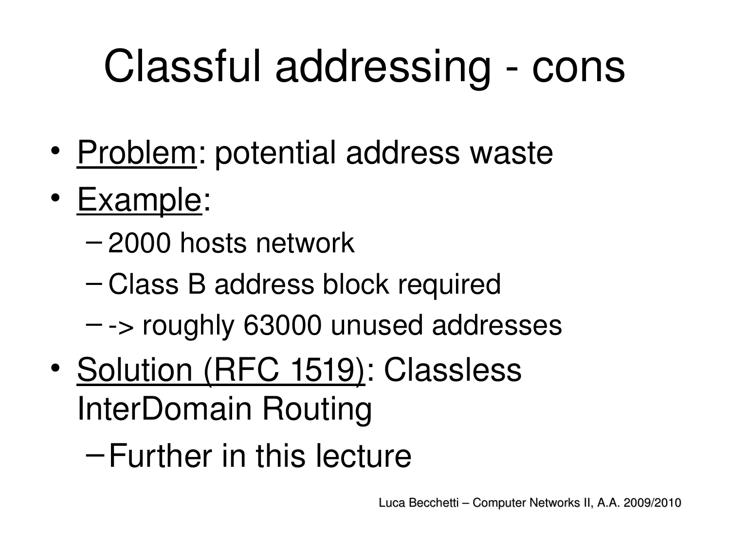# Classful addressing - cons

- Problem: potential address waste
- Example:
  - 2000 hosts network
  - Class B address block required
  - -> roughly 63000 unused addresses
- Solution (RFC 1519): Classless InterDomain Routing
  - Further in this lecture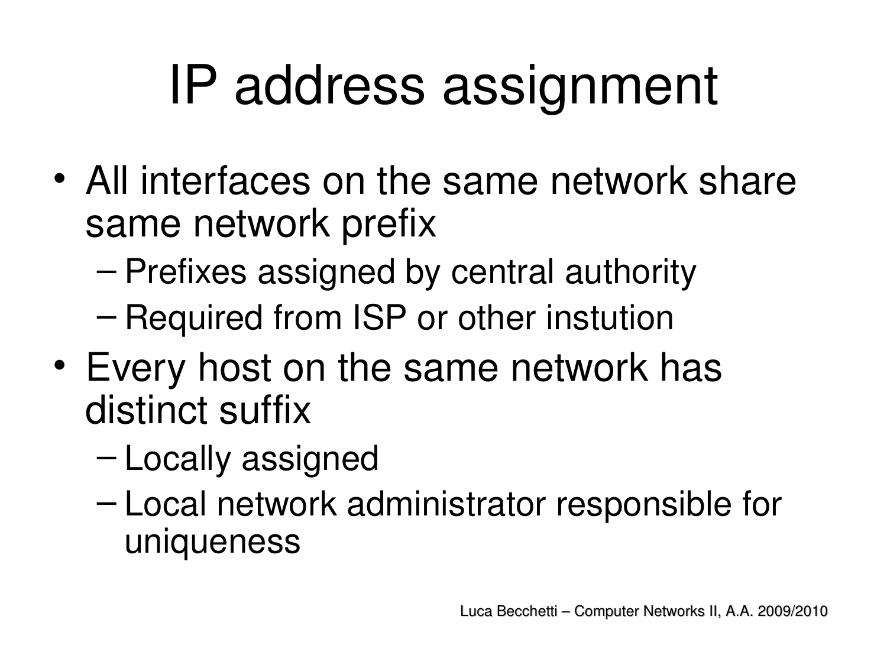# IP address assignment

- All interfaces on the same network share same network prefix
  - Prefixes assigned by central authority
  - Required from ISP or other instution
- Every host on the same network has distinct suffix
  - Locally assigned
  - Local network administrator responsible for uniqueness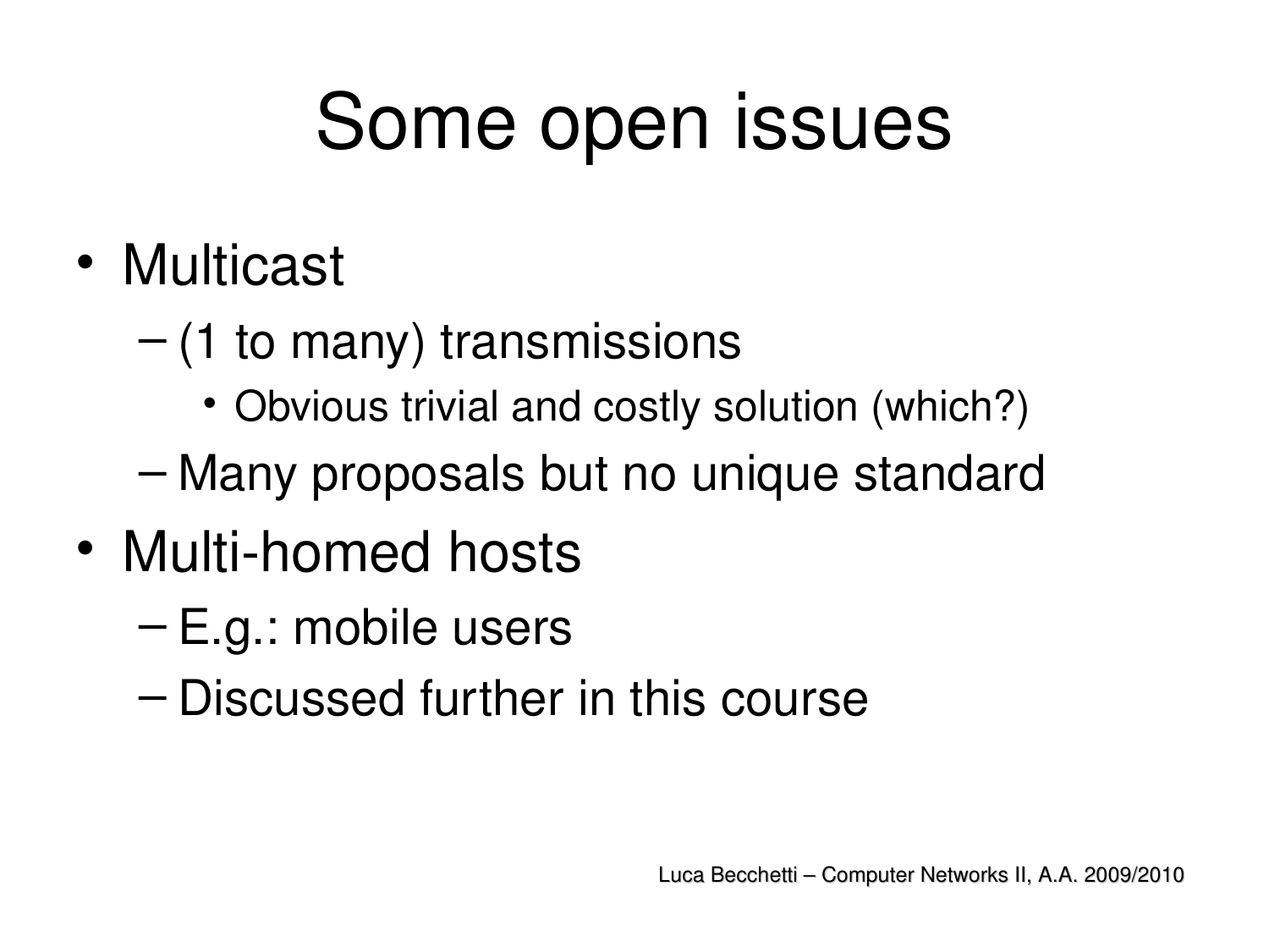# Some open issues

- Multicast
  - (1 to many) transmissions
    - Obvious trivial and costly solution (which?)
  - Many proposals but no unique standard
- Multi-homed hosts
  - E.g.: mobile users
  - Discussed further in this course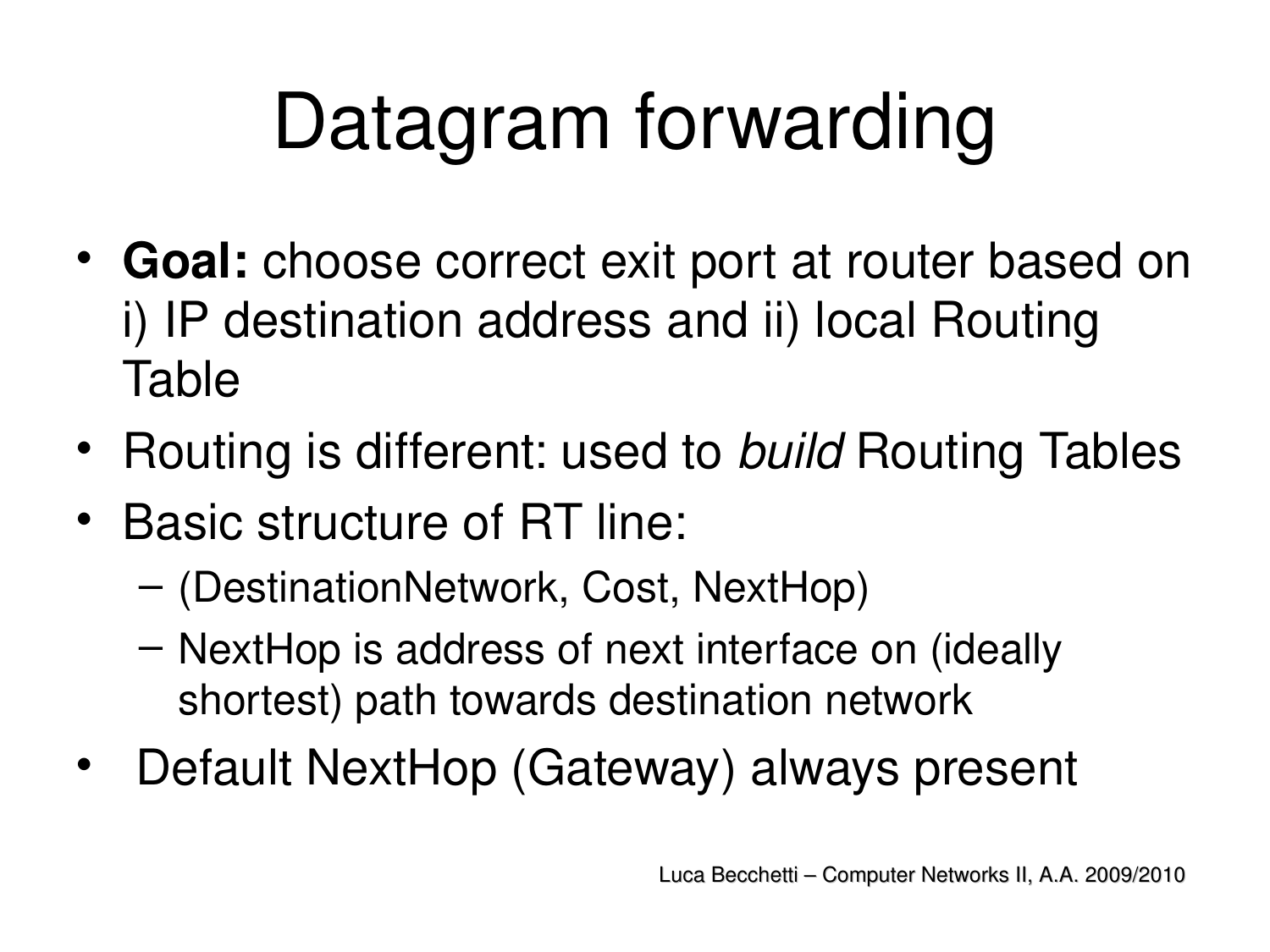# Datagram forwarding

- **Goal:** choose correct exit port at router based on i) IP destination address and ii) local Routing Table
- Routing is different: used to *build* Routing Tables
- Basic structure of RT line:
  - (DestinationNetwork, Cost, NextHop)
  - NextHop is address of next interface on (ideally shortest) path towards destination network
- Default NextHop (Gateway) always present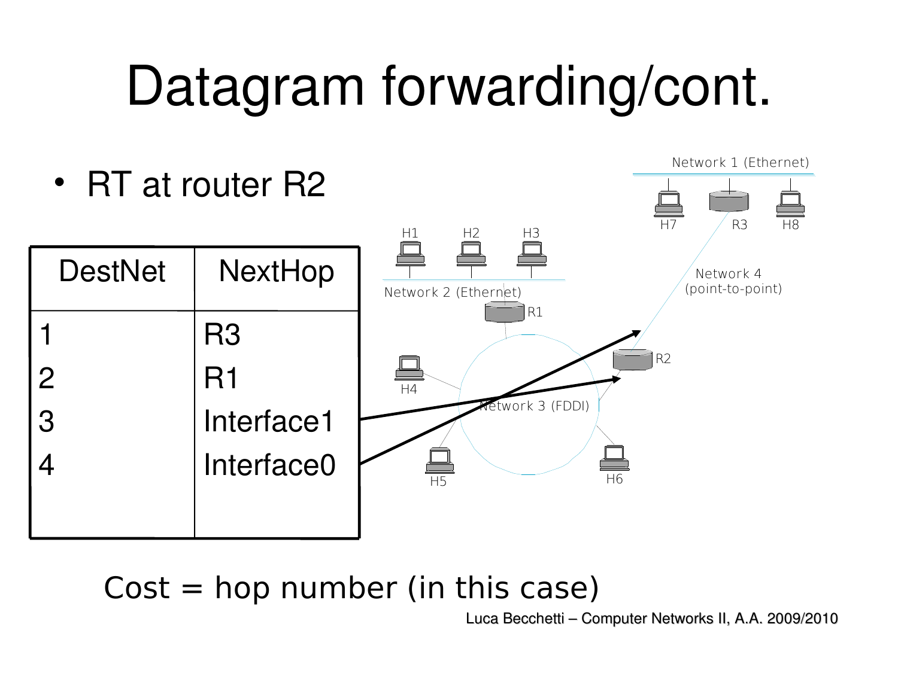# Datagram forwarding/cont.

- RT at router R2

| DestNet | NextHop |
|---|---|
| 1 | R3 |
| 2 | R1 |
| 3 | Interface1 |
| 4 | Interface0 |

Network 1 (Ethernet)

H7 R3 H8

H1 H2 H3

Network 4 (point-to-point)

Network 2 (Ethernet)

R1

R2

H4

Network 3 (FDDI)

H5

H6

Cost = hop number (in this case)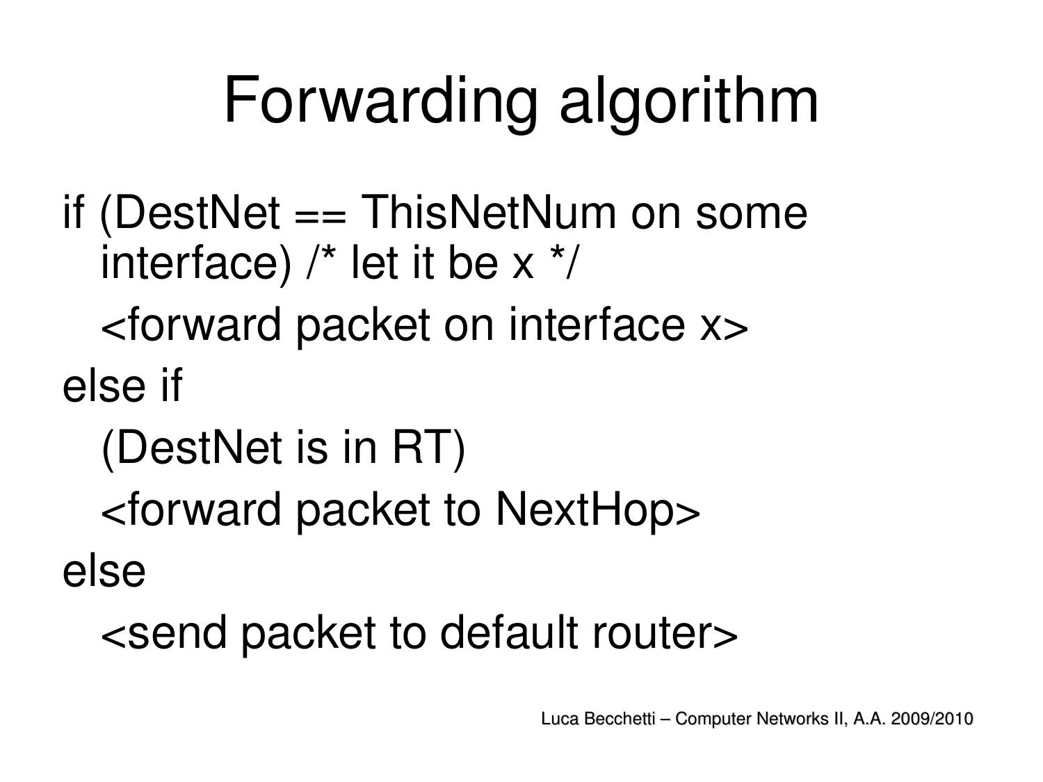# Forwarding algorithm

```
if (DestNet == ThisNetNum on some
   interface) /* let it be x */
   <forward packet on interface x>
else if
   (DestNet is in RT)
   <forward packet to NextHop>
else
   <send packet to default router>
```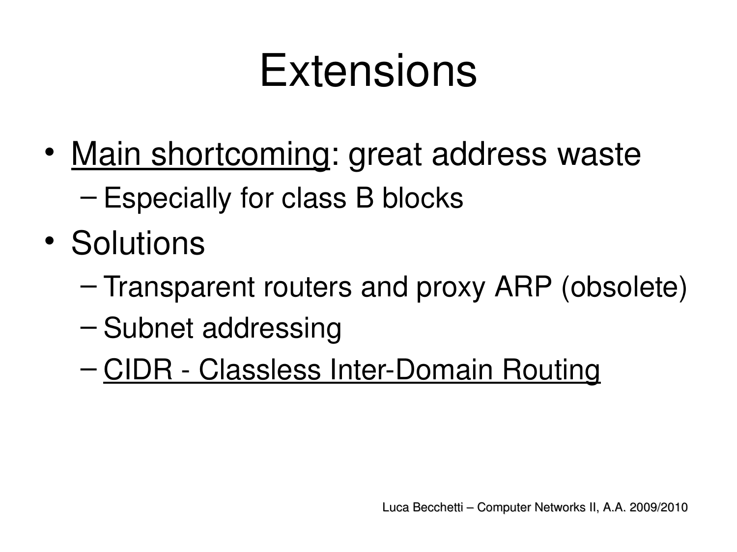# Extensions

- <u>Main shortcoming</u>: great address waste
  - Especially for class B blocks
- Solutions
  - Transparent routers and proxy ARP (obsolete)
  - Subnet addressing
  - <u>CIDR - Classless Inter-Domain Routing</u>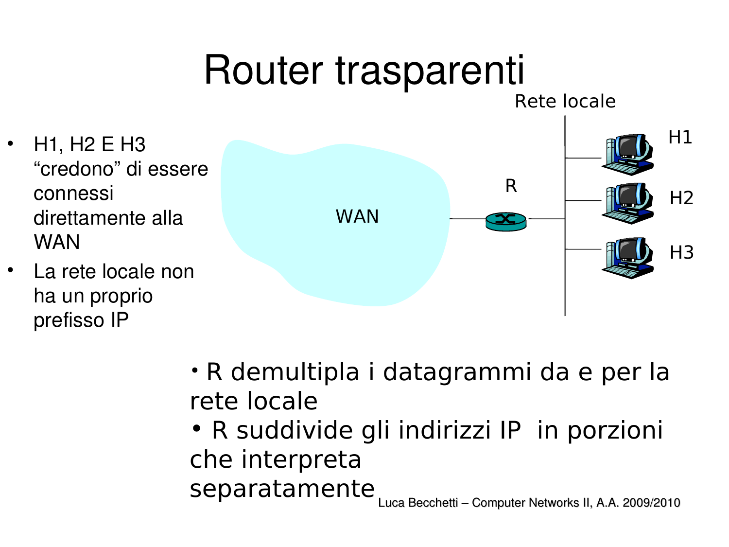# Router trasparenti

- H1, H2 E H3 "credono" di essere connessi direttamente alla WAN
- La rete locale non ha un proprio prefisso IP

Rete locale

H1

H2

H3

R

WAN

- R demultipla i datagrammi da e per la rete locale
- R suddivide gli indirizzi IP in porzioni che interpreta separatamente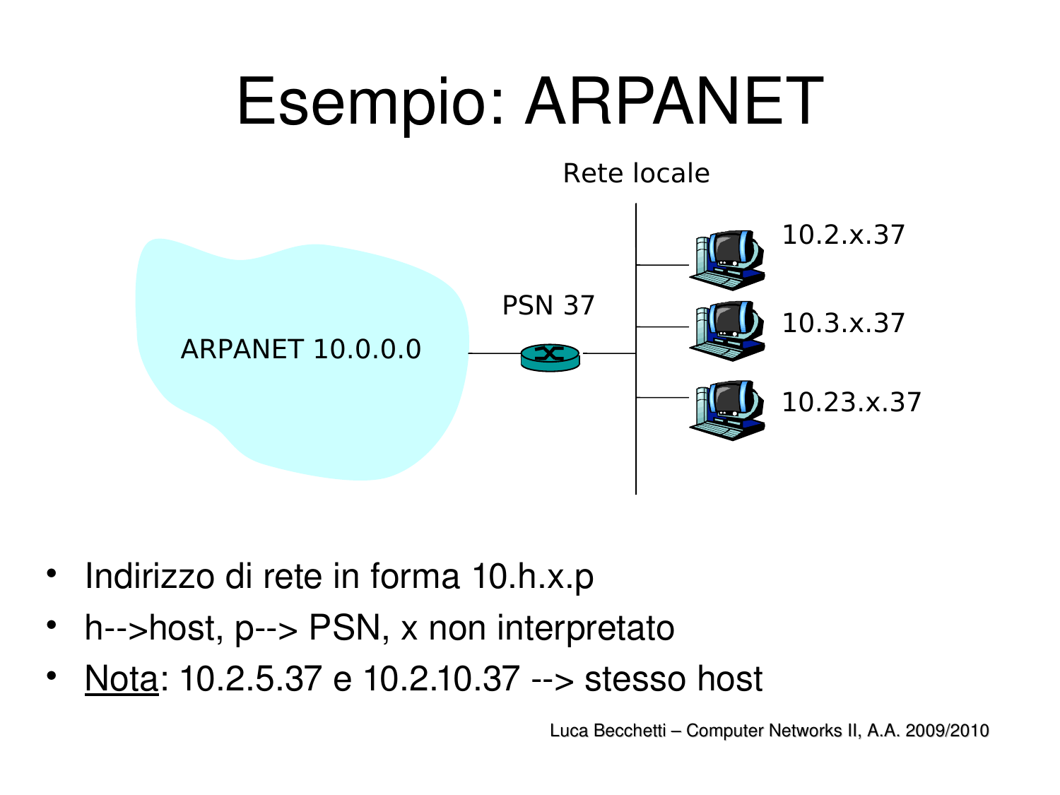# Esempio: ARPANET

Rete locale

ARPANET 10.0.0.0

PSN 37

10.2.x.37

10.3.x.37

10.23.x.37

- Indirizzo di rete in forma 10.h.x.p
- h-->host, p--> PSN, x non interpretato
- Nota: 10.2.5.37 e 10.2.10.37 --> stesso host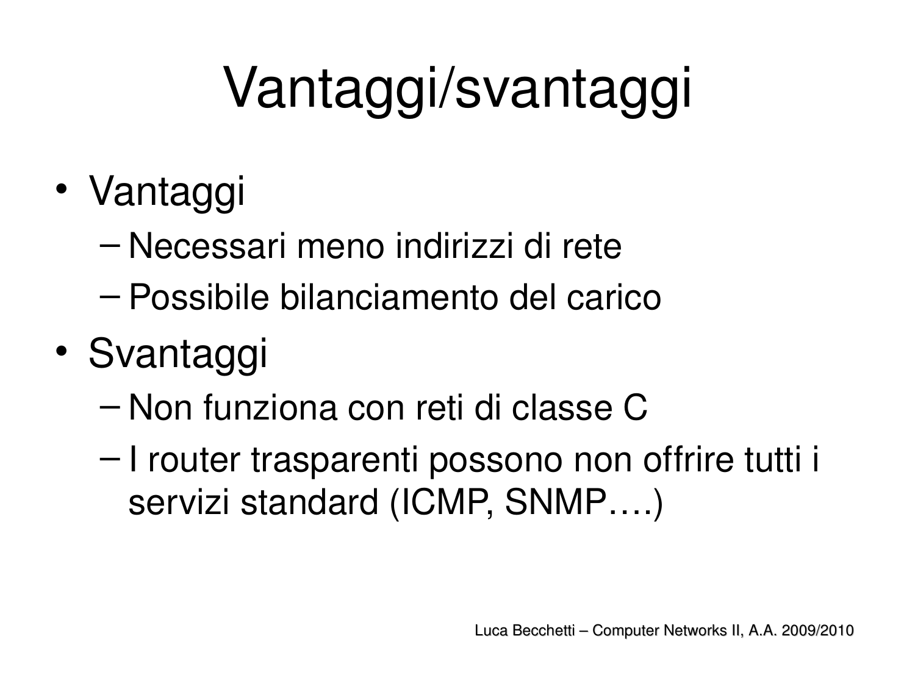# Vantaggi/svantaggi

- Vantaggi
  - Necessari meno indirizzi di rete
  - Possibile bilanciamento del carico
- Svantaggi
  - Non funziona con reti di classe C
  - I router trasparenti possono non offrire tutti i servizi standard (ICMP, SNMP….)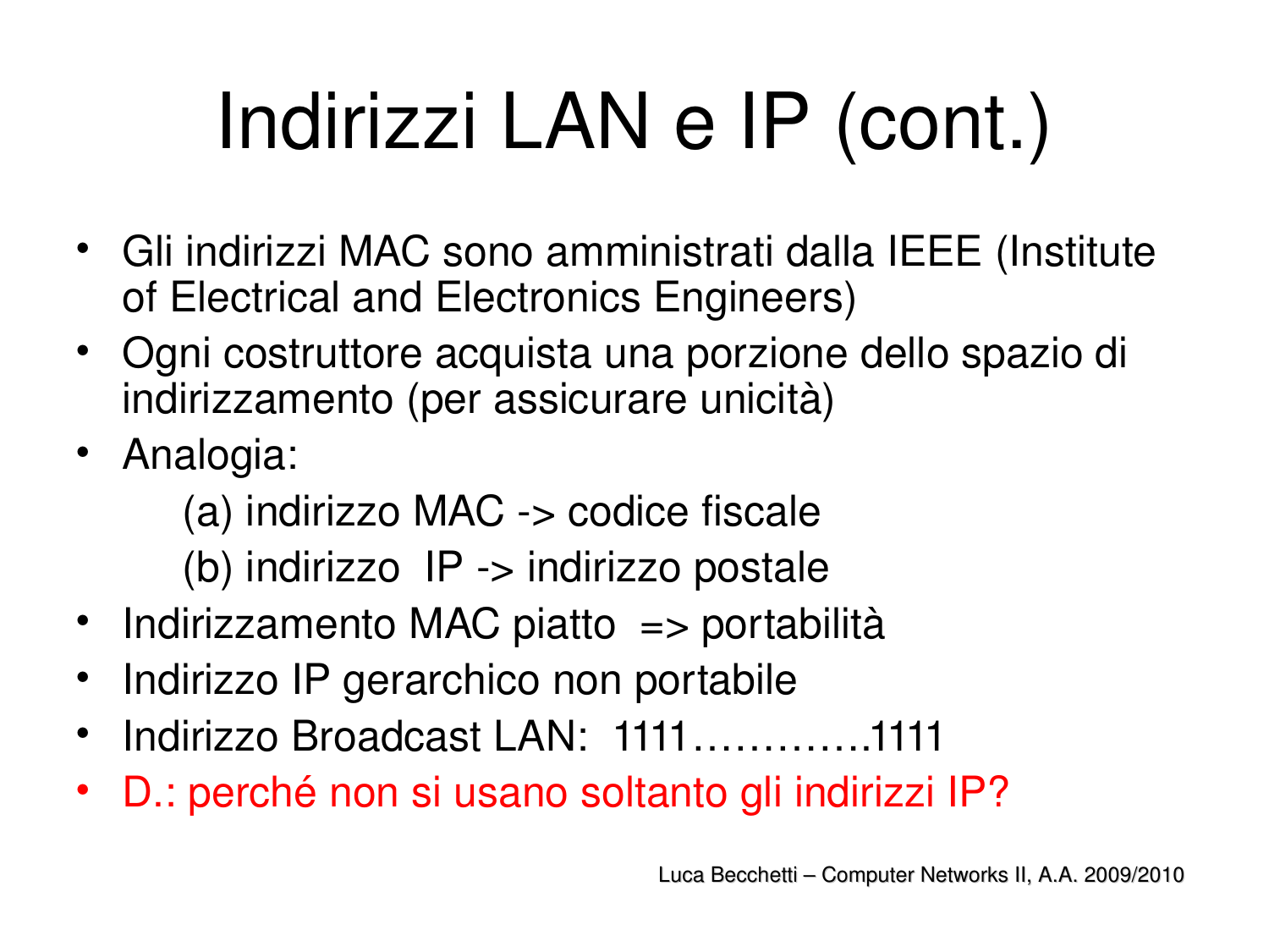# Indirizzi LAN e IP (cont.)

- Gli indirizzi MAC sono amministrati dalla IEEE (Institute of Electrical and Electronics Engineers)
- Ogni costruttore acquista una porzione dello spazio di indirizzamento (per assicurare unicità)
- Analogia:
  - (a) indirizzo MAC -> codice fiscale
  - (b) indirizzo IP -> indirizzo postale
- Indirizzamento MAC piatto => portabilità
- Indirizzo IP gerarchico non portabile
- Indirizzo Broadcast LAN: 1111………….1111
- D.: perché non si usano soltanto gli indirizzi IP?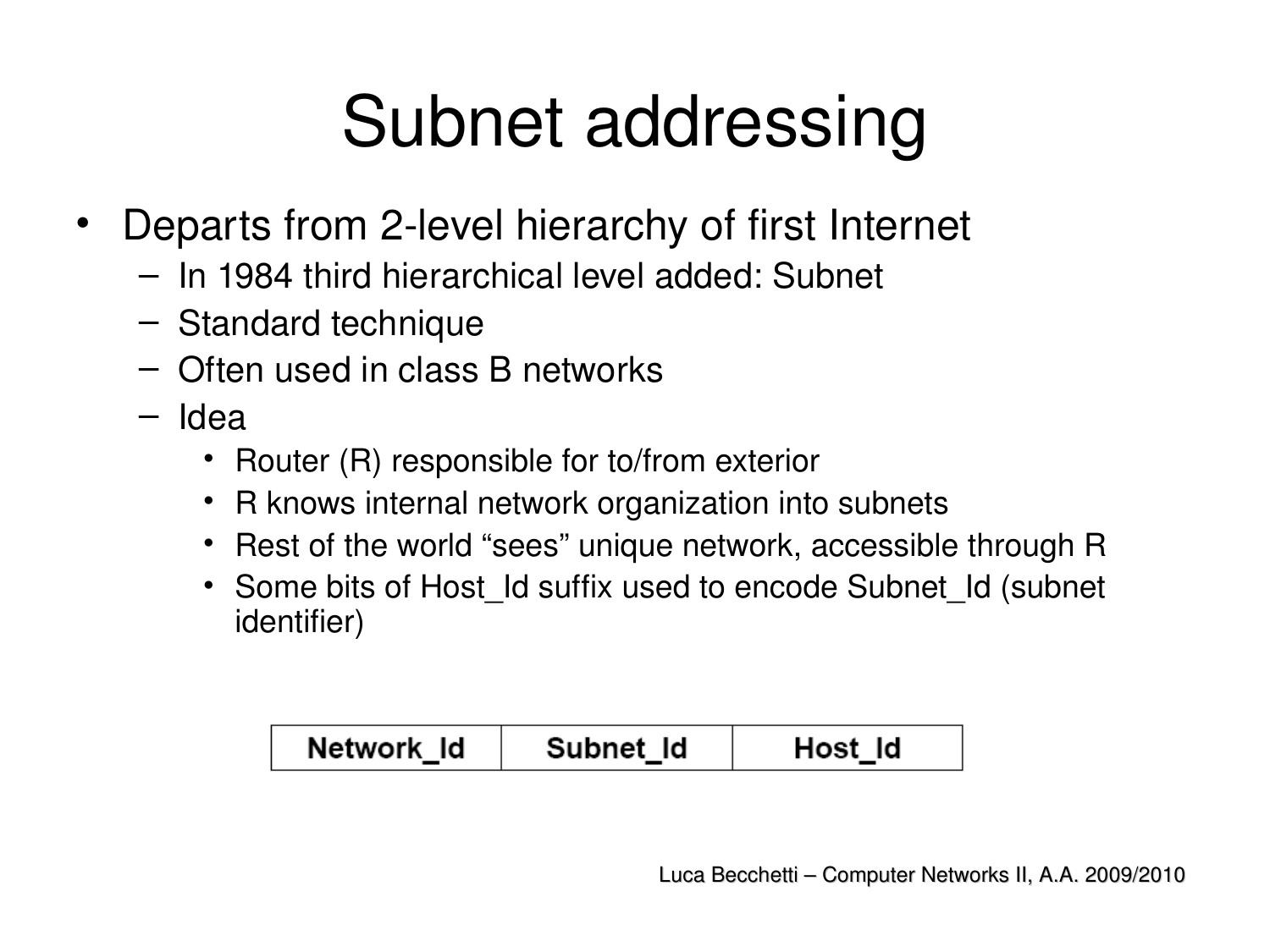# Subnet addressing

- Departs from 2-level hierarchy of first Internet
  - In 1984 third hierarchical level added: Subnet
  - Standard technique
  - Often used in class B networks
  - Idea
    - Router (R) responsible for to/from exterior
    - R knows internal network organization into subnets
    - Rest of the world "sees" unique network, accessible through R
    - Some bits of Host_Id suffix used to encode Subnet_Id (subnet identifier)

| Network_Id | Subnet_Id | Host_Id |
|---|---|---|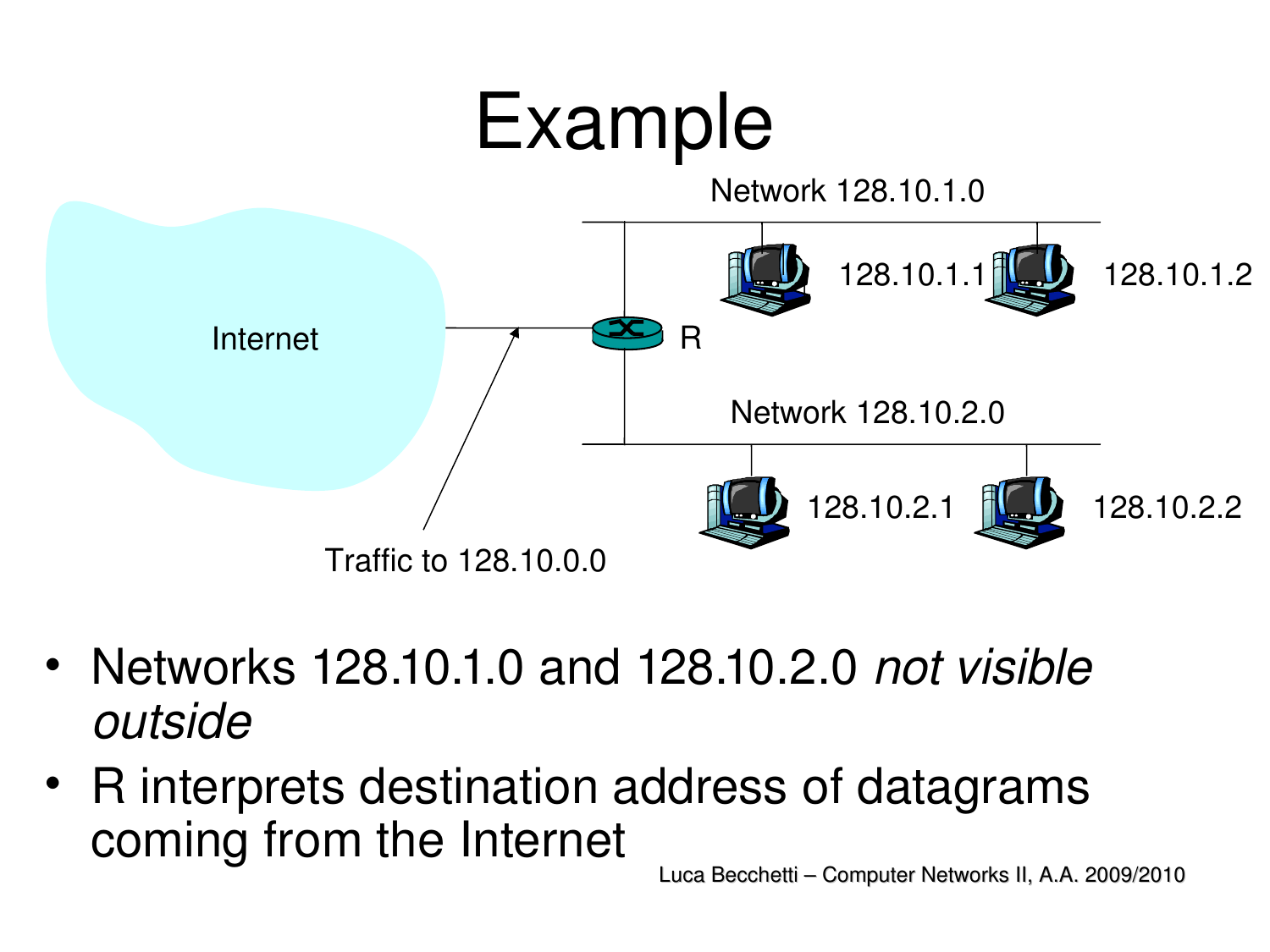# Example

Network 128.10.1.0

128.10.1.1

128.10.1.2

Internet

R

Network 128.10.2.0

128.10.2.1

128.10.2.2

Traffic to 128.10.0.0

- Networks 128.10.1.0 and 128.10.2.0 *not visible outside*
- R interprets destination address of datagrams coming from the Internet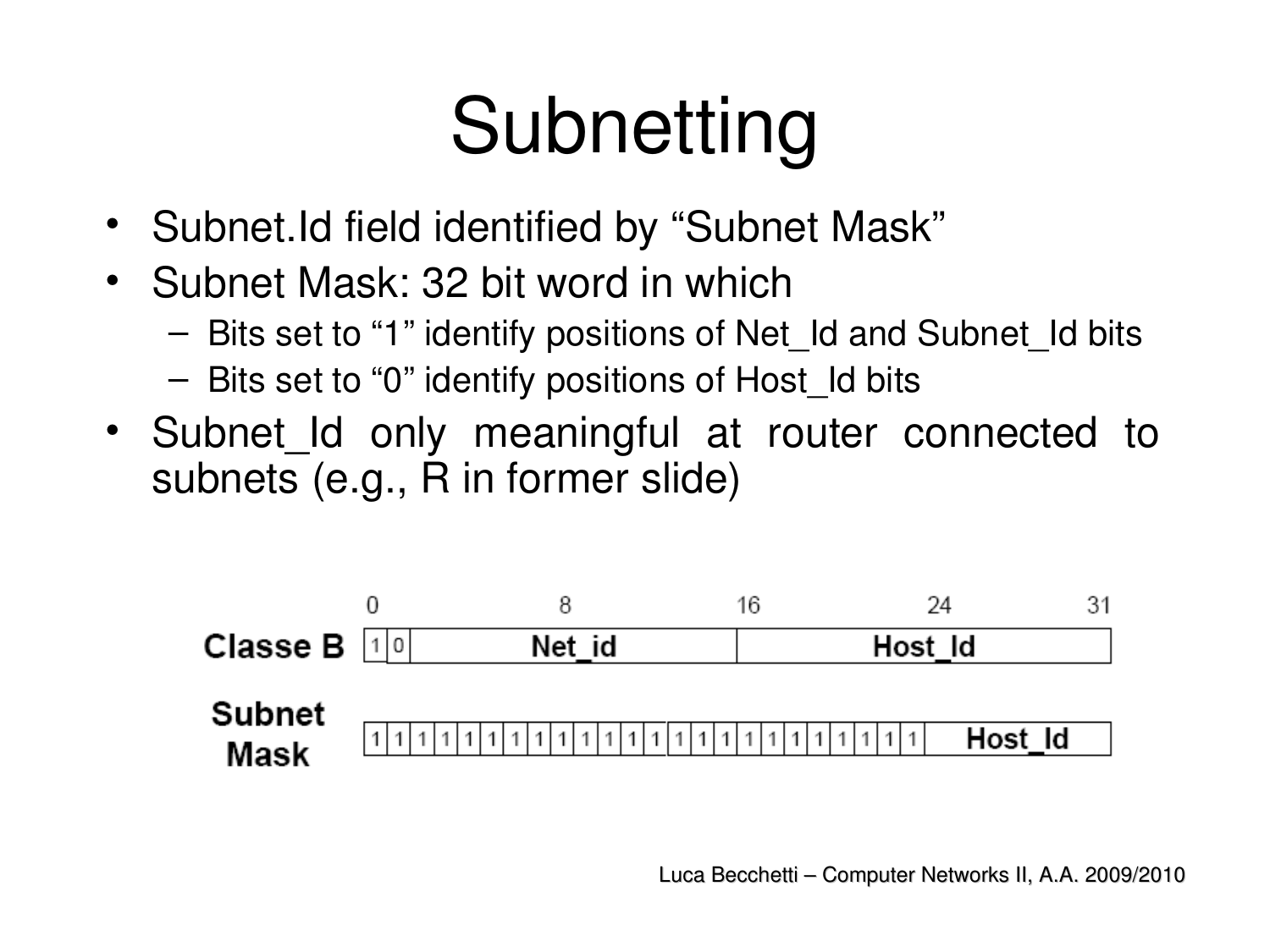# Subnetting

- Subnet.Id field identified by “Subnet Mask”
- Subnet Mask: 32 bit word in which
  - Bits set to “1” identify positions of Net_Id and Subnet_Id bits
  - Bits set to “0” identify positions of Host_Id bits
- Subnet_Id only meaningful at router connected to subnets (e.g., R in former slide)

| | 0 | 8 | 16 | 24 | 31 |
|---|---|---|---|---|---|
| **Classe B** | 1 0 | **Net_id** | | **Host_Id** | |
| **Subnet Mask** | 1 1 1 1 1 1 1 1 | 1 1 1 1 1 1 1 1 | 1 1 1 1 1 1 1 1 1 1 1 | **Host_Id** | |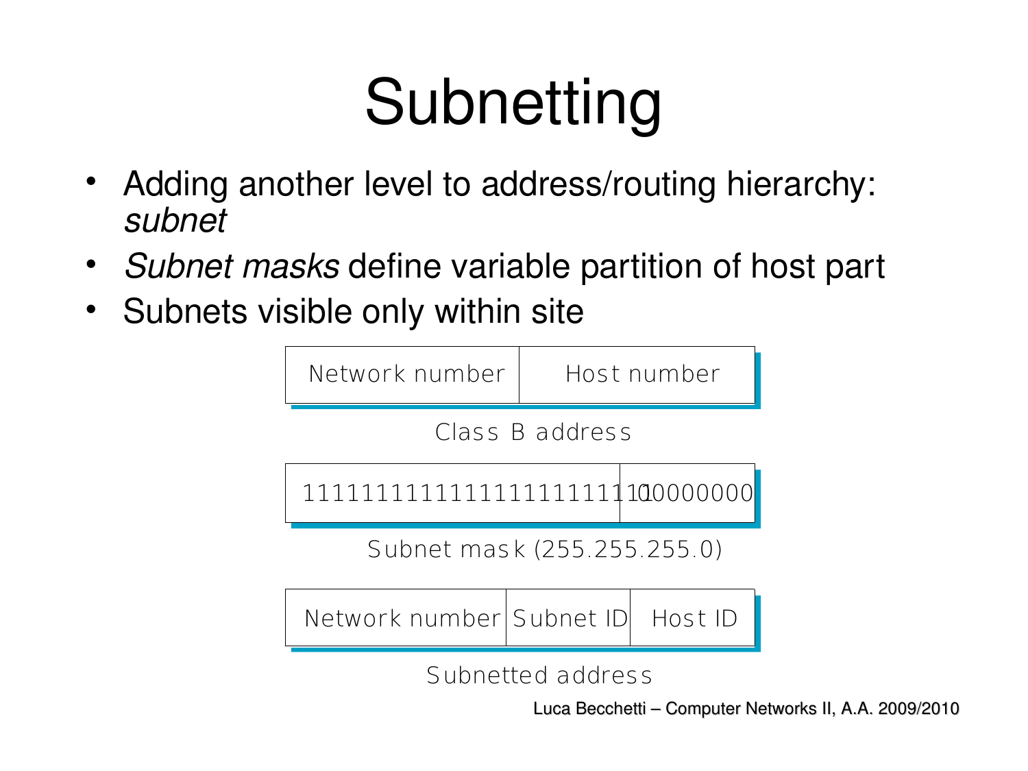# Subnetting

- Adding another level to address/routing hierarchy: *subnet*
- *Subnet masks* define variable partition of host part
- Subnets visible only within site

| Network number | Host number |
|---|---|

Class B address

| 111111111111111111111111 | 00000000 |
|---|---|

Subnet mask (255.255.255.0)

| Network number | Subnet ID | Host ID |
|---|---|---|

Subnetted address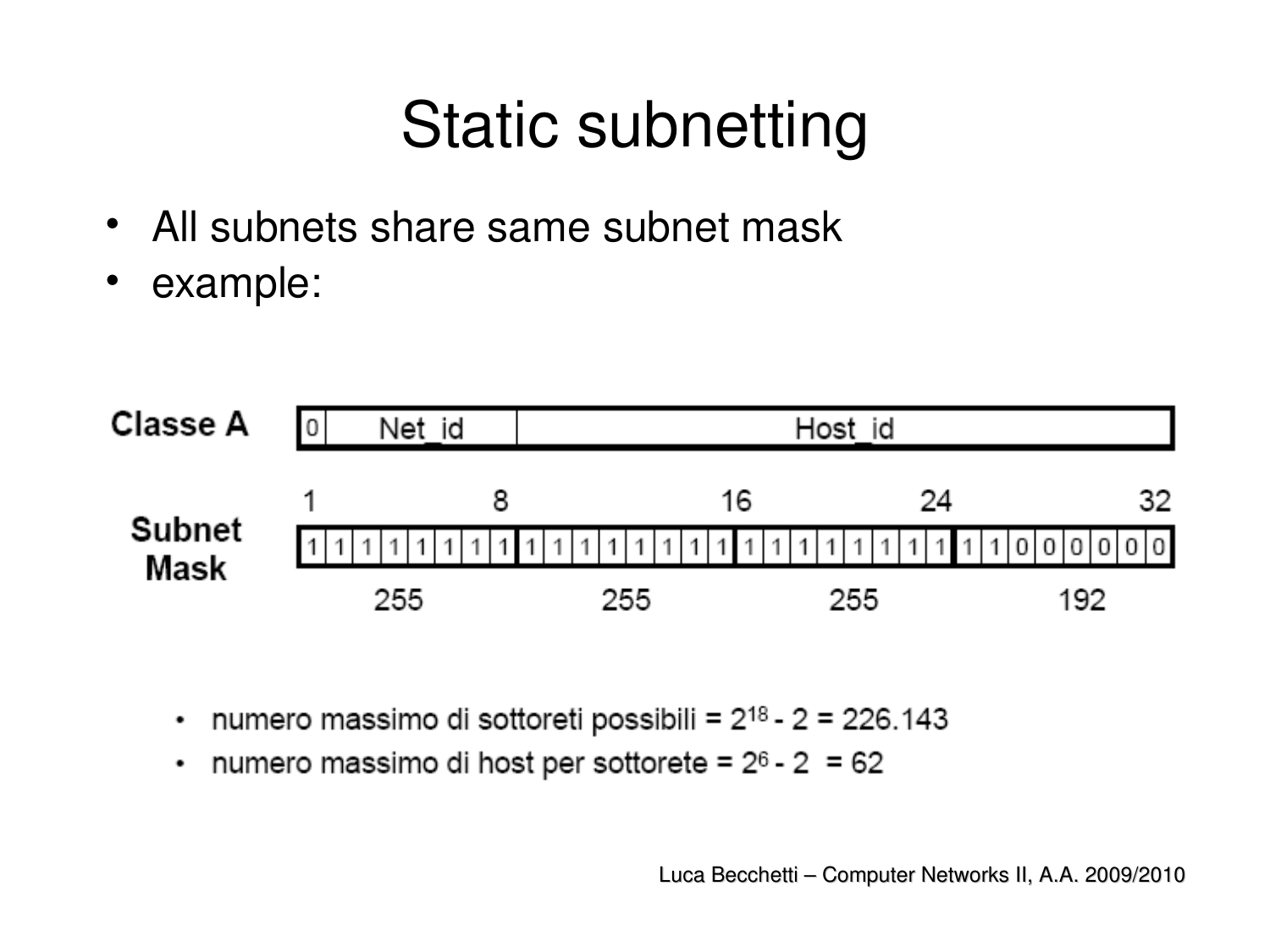# Static subnetting

- All subnets share same subnet mask
- example:

| Classe A | 0 | Net_id | Host_id |
|---|---|---|---|

| | 1–8 | 9–16 | 17–24 | 25–32 |
|---|---|---|---|---|
| **Subnet Mask** | 1 1 1 1 1 1 1 1 | 1 1 1 1 1 1 1 1 | 1 1 1 1 1 1 1 1 | 1 1 0 0 0 0 0 0 |
| | 255 | 255 | 255 | 192 |

- numero massimo di sottoreti possibili = $2^{18} - 2$ = 226.143
- numero massimo di host per sottorete = $2^{6} - 2$ = 62

Luca Becchetti – Computer Networks II, A.A. 2009/2010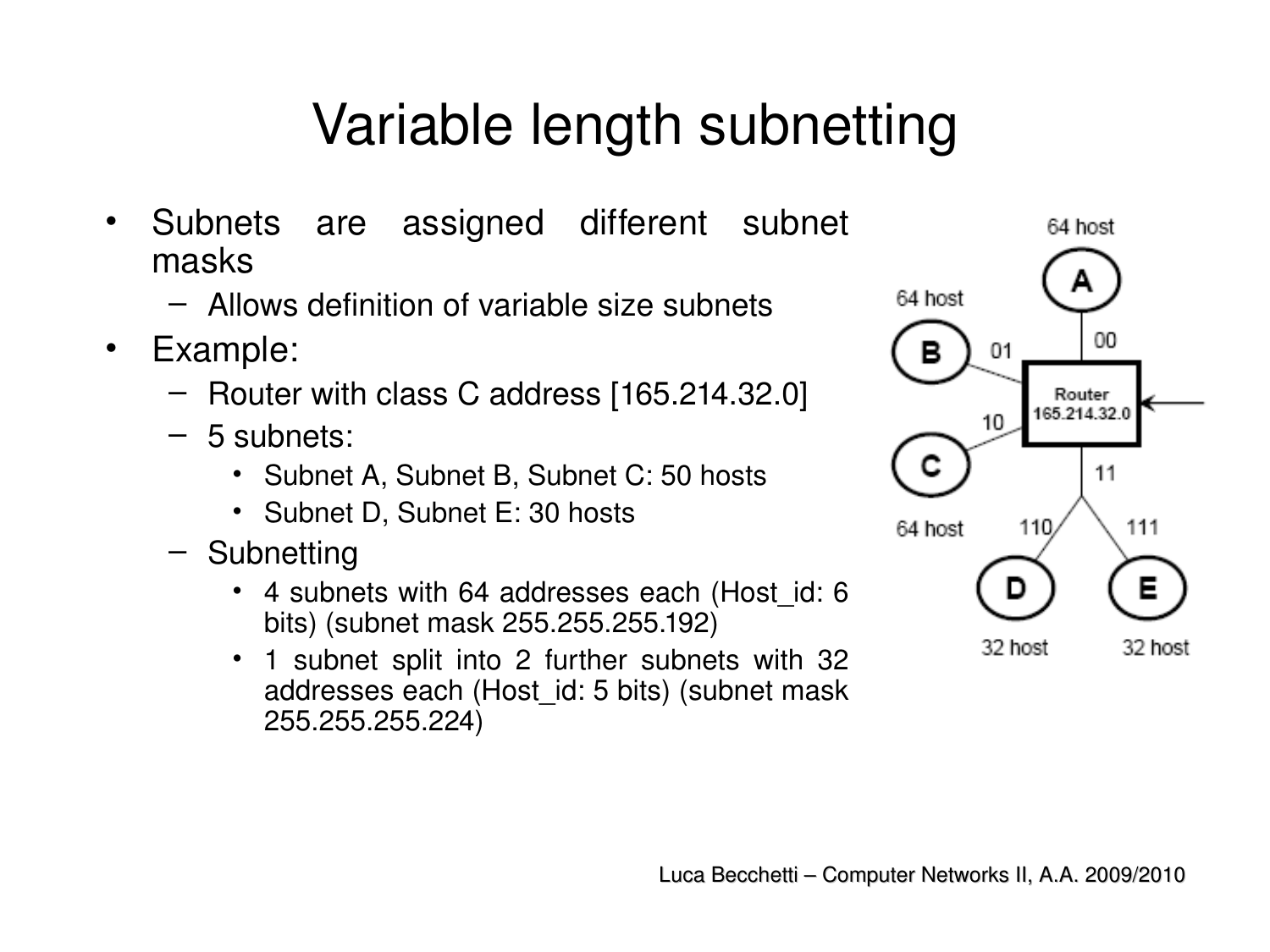# Variable length subnetting

- Subnets are assigned different subnet masks
  - Allows definition of variable size subnets
- Example:
  - Router with class C address [165.214.32.0]
  - 5 subnets:
    - Subnet A, Subnet B, Subnet C: 50 hosts
    - Subnet D, Subnet E: 30 hosts
  - Subnetting
    - 4 subnets with 64 addresses each (Host_id: 6 bits) (subnet mask 255.255.255.192)
    - 1 subnet split into 2 further subnets with 32 addresses each (Host_id: 5 bits) (subnet mask 255.255.255.224)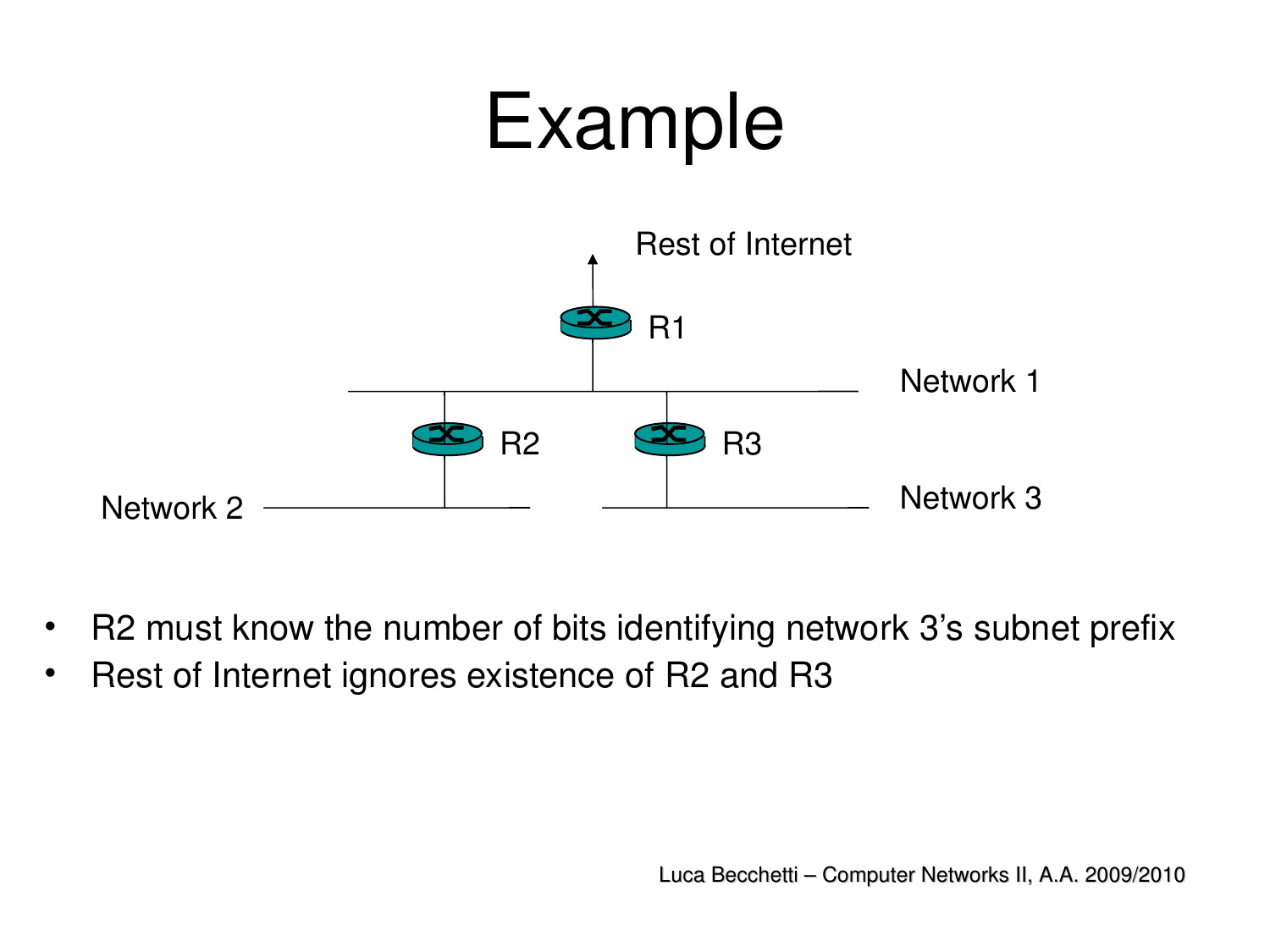# Example

Rest of Internet

R1

Network 1

R2

R3

Network 2

Network 3

- R2 must know the number of bits identifying network 3's subnet prefix
- Rest of Internet ignores existence of R2 and R3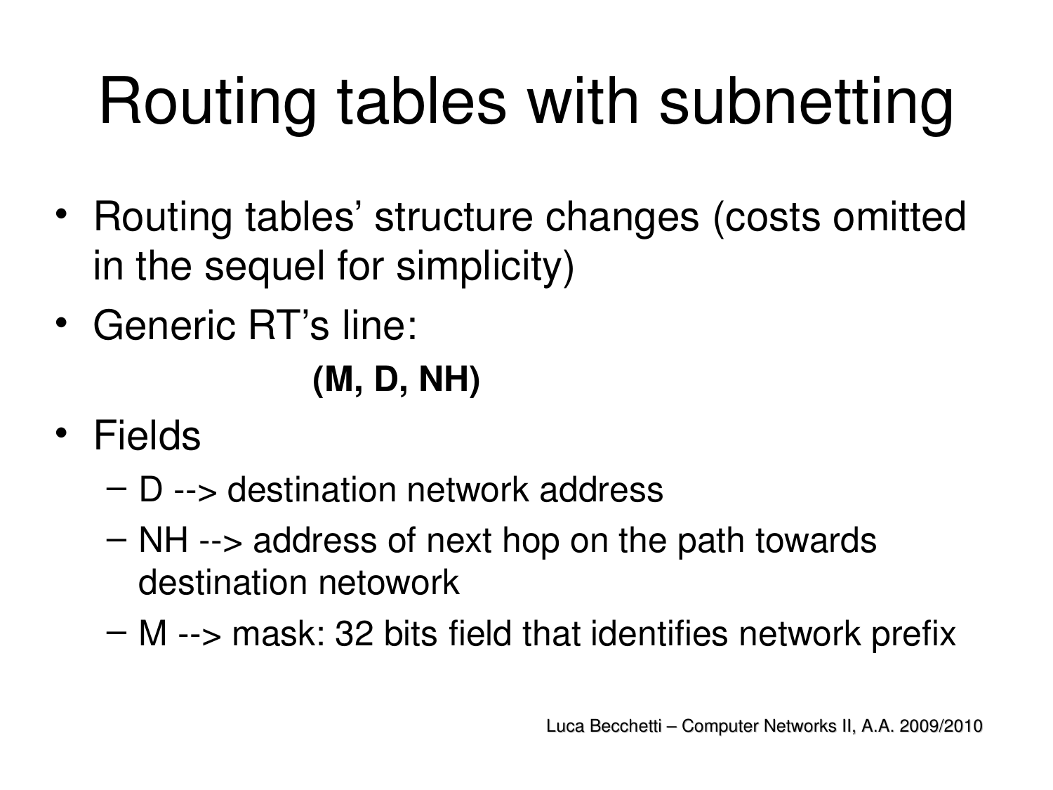# Routing tables with subnetting

- Routing tables' structure changes (costs omitted in the sequel for simplicity)
- Generic RT's line:

  **(M, D, NH)**

- Fields
  - D --> destination network address
  - NH --> address of next hop on the path towards destination netowork
  - M --> mask: 32 bits field that identifies network prefix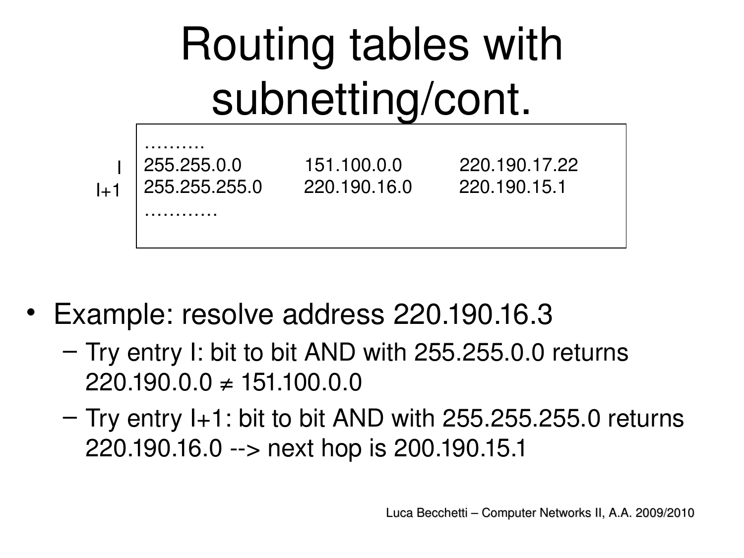# Routing tables with subnetting/cont.

| | | | |
|---|---|---|---|
| | ………. | | |
| I | 255.255.0.0 | 151.100.0.0 | 220.190.17.22 |
| I+1 | 255.255.255.0 | 220.190.16.0 | 220.190.15.1 |
| | ………… | | |

- Example: resolve address 220.190.16.3
  - Try entry I: bit to bit AND with 255.255.0.0 returns 220.190.0.0 ≠ 151.100.0.0
  - Try entry I+1: bit to bit AND with 255.255.255.0 returns 220.190.16.0 --> next hop is 200.190.15.1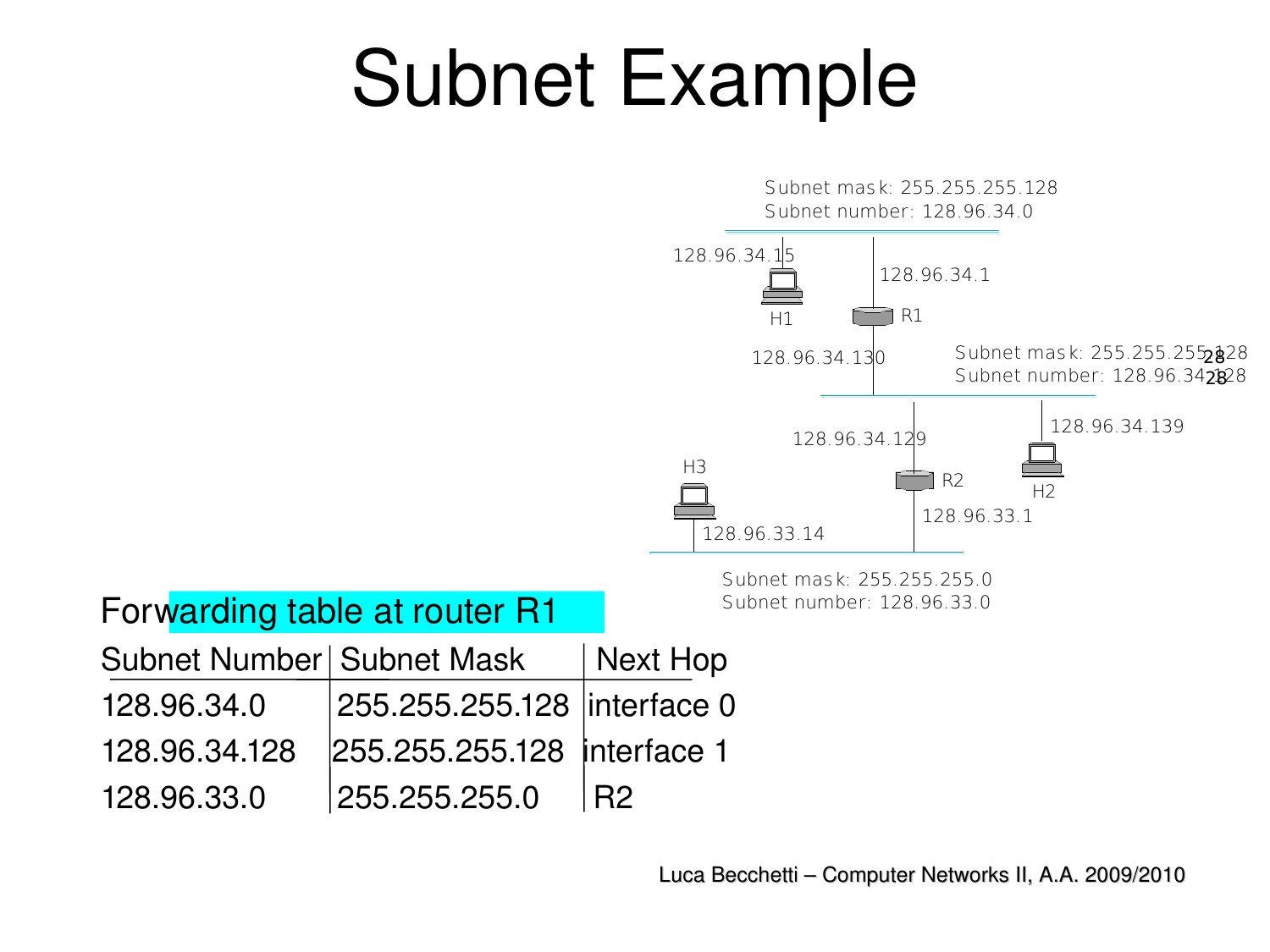# Subnet Example

Subnet mask: 255.255.255.128
Subnet number: 128.96.34.0

128.96.34.15

H1

128.96.34.1

R1

128.96.34.130

Subnet mask: 255.255.255.128
Subnet number: 128.96.34.128

128.96.34.129

128.96.34.139

H3

R2

H2

128.96.33.14

128.96.33.1

Subnet mask: 255.255.255.0
Subnet number: 128.96.33.0

Forwarding table at router R1

| Subnet Number | Subnet Mask | Next Hop |
|---|---|---|
| 128.96.34.0 | 255.255.255.128 | interface 0 |
| 128.96.34.128 | 255.255.255.128 | interface 1 |
| 128.96.33.0 | 255.255.255.0 | R2 |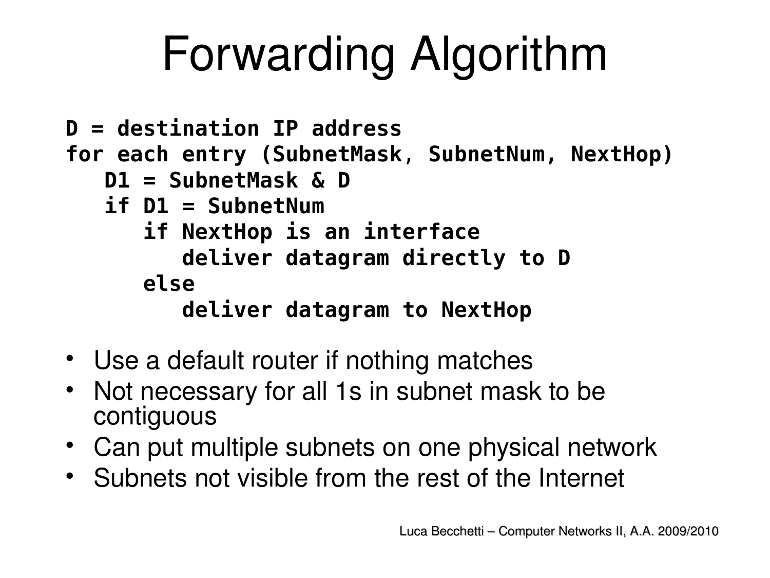# Forwarding Algorithm

```
D = destination IP address
for each entry (SubnetMask, SubnetNum, NextHop)
   D1 = SubnetMask & D
   if D1 = SubnetNum
      if NextHop is an interface
         deliver datagram directly to D
      else
         deliver datagram to NextHop
```

- Use a default router if nothing matches
- Not necessary for all 1s in subnet mask to be contiguous
- Can put multiple subnets on one physical network
- Subnets not visible from the rest of the Internet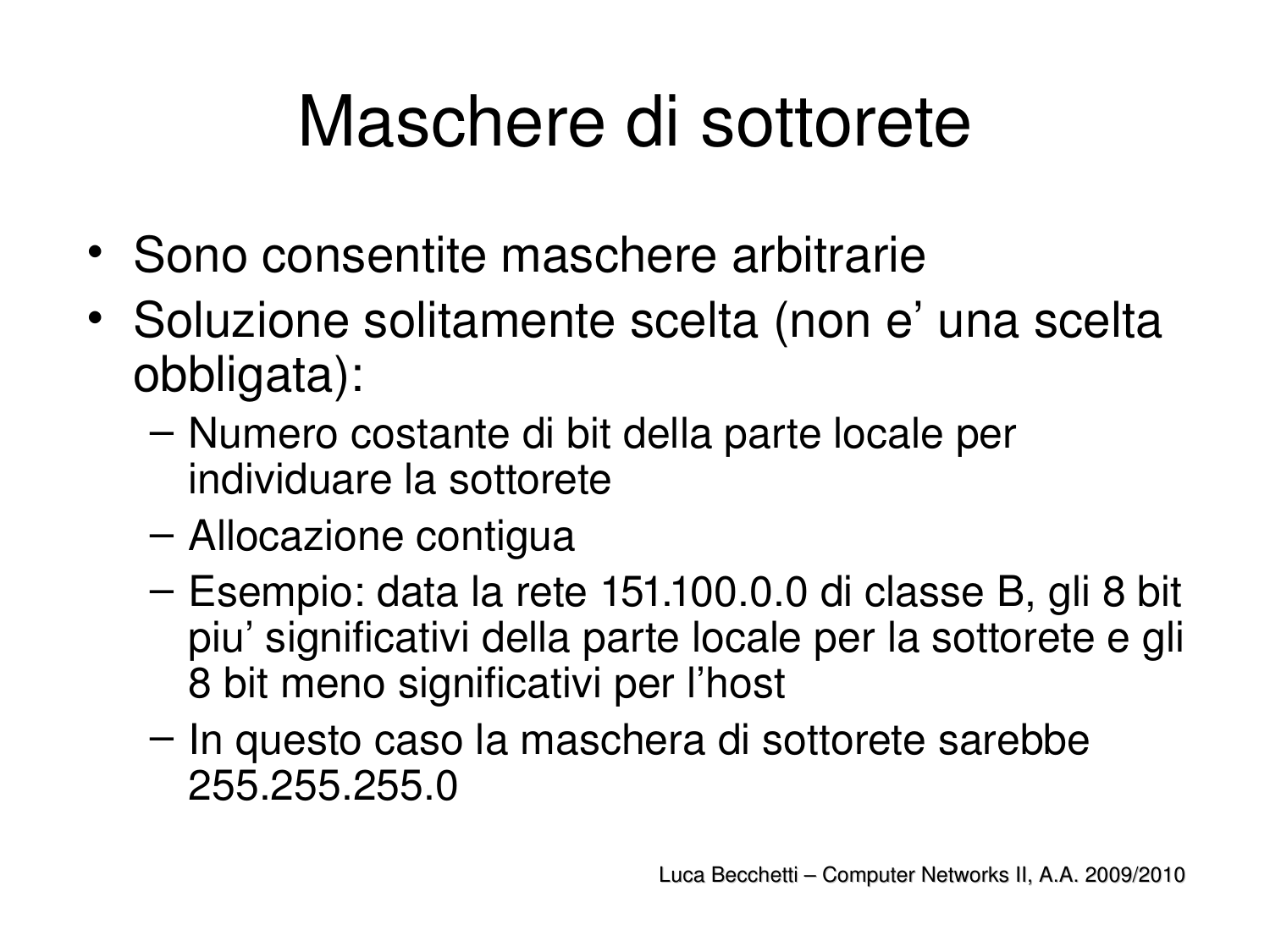# Maschere di sottorete

- Sono consentite maschere arbitrarie
- Soluzione solitamente scelta (non e' una scelta obbligata):
  - Numero costante di bit della parte locale per individuare la sottorete
  - Allocazione contigua
  - Esempio: data la rete 151.100.0.0 di classe B, gli 8 bit piu' significativi della parte locale per la sottorete e gli 8 bit meno significativi per l'host
  - In questo caso la maschera di sottorete sarebbe 255.255.255.0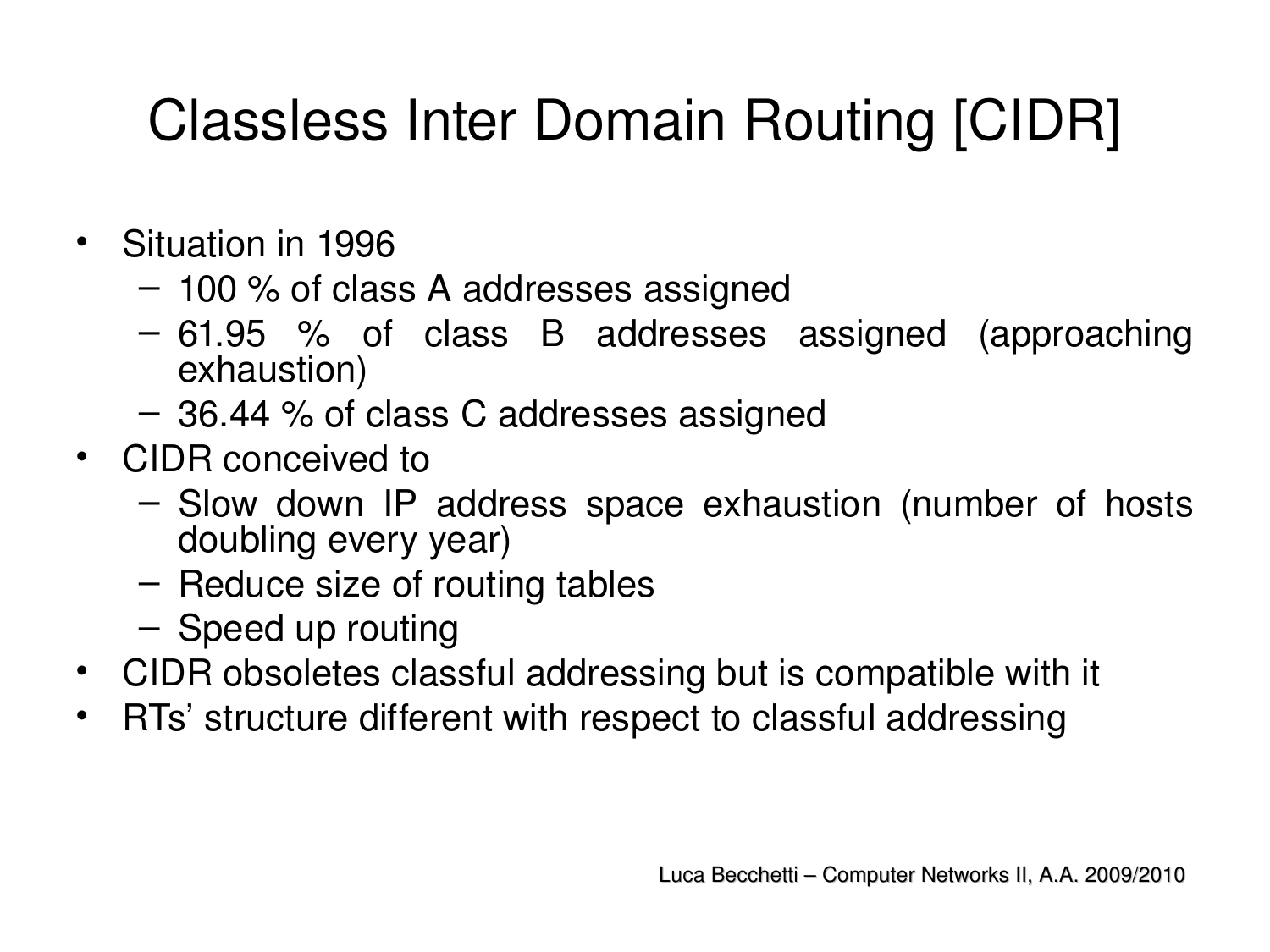# Classless Inter Domain Routing [CIDR]

- Situation in 1996
  - 100 % of class A addresses assigned
  - 61.95 % of class B addresses assigned (approaching exhaustion)
  - 36.44 % of class C addresses assigned
- CIDR conceived to
  - Slow down IP address space exhaustion (number of hosts doubling every year)
  - Reduce size of routing tables
  - Speed up routing
- CIDR obsoletes classful addressing but is compatible with it
- RTs' structure different with respect to classful addressing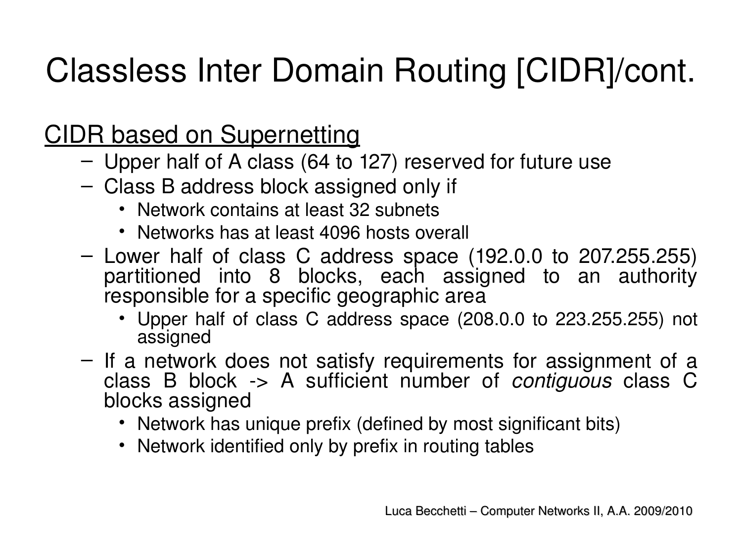# Classless Inter Domain Routing [CIDR]/cont.

CIDR based on Supernetting

- Upper half of A class (64 to 127) reserved for future use
- Class B address block assigned only if
  - Network contains at least 32 subnets
  - Networks has at least 4096 hosts overall
- Lower half of class C address space (192.0.0 to 207.255.255) partitioned into 8 blocks, each assigned to an authority responsible for a specific geographic area
  - Upper half of class C address space (208.0.0 to 223.255.255) not assigned
- If a network does not satisfy requirements for assignment of a class B block -> A sufficient number of *contiguous* class C blocks assigned
  - Network has unique prefix (defined by most significant bits)
  - Network identified only by prefix in routing tables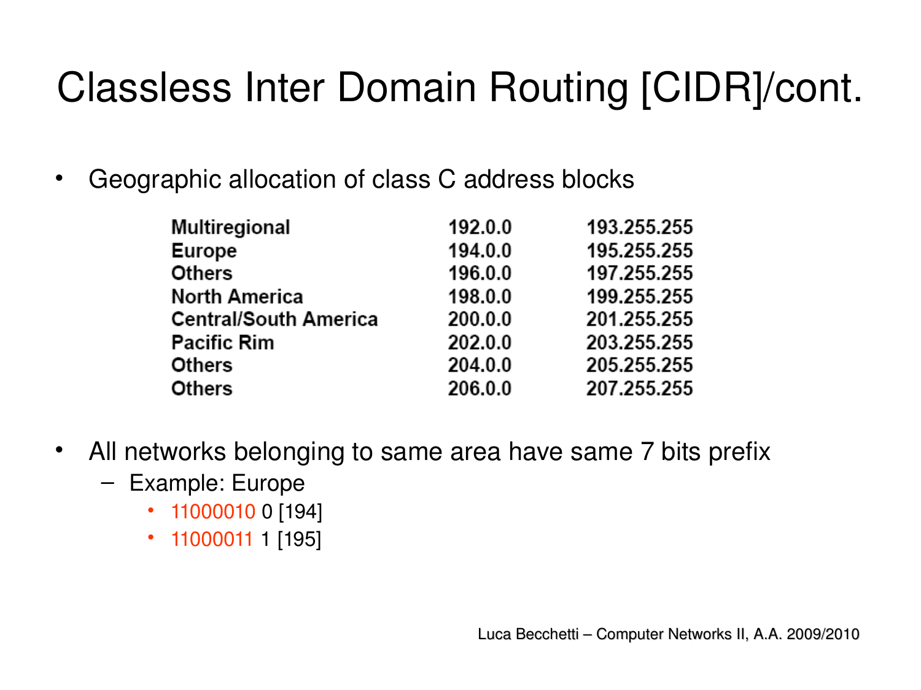# Classless Inter Domain Routing [CIDR]/cont.

- Geographic allocation of class C address blocks

| | | |
|---|---|---|
| Multiregional | 192.0.0 | 193.255.255 |
| Europe | 194.0.0 | 195.255.255 |
| Others | 196.0.0 | 197.255.255 |
| North America | 198.0.0 | 199.255.255 |
| Central/South America | 200.0.0 | 201.255.255 |
| Pacific Rim | 202.0.0 | 203.255.255 |
| Others | 204.0.0 | 205.255.255 |
| Others | 206.0.0 | 207.255.255 |

- All networks belonging to same area have same 7 bits prefix
  - Example: Europe
    - 11000010 0 [194]
    - 11000011 1 [195]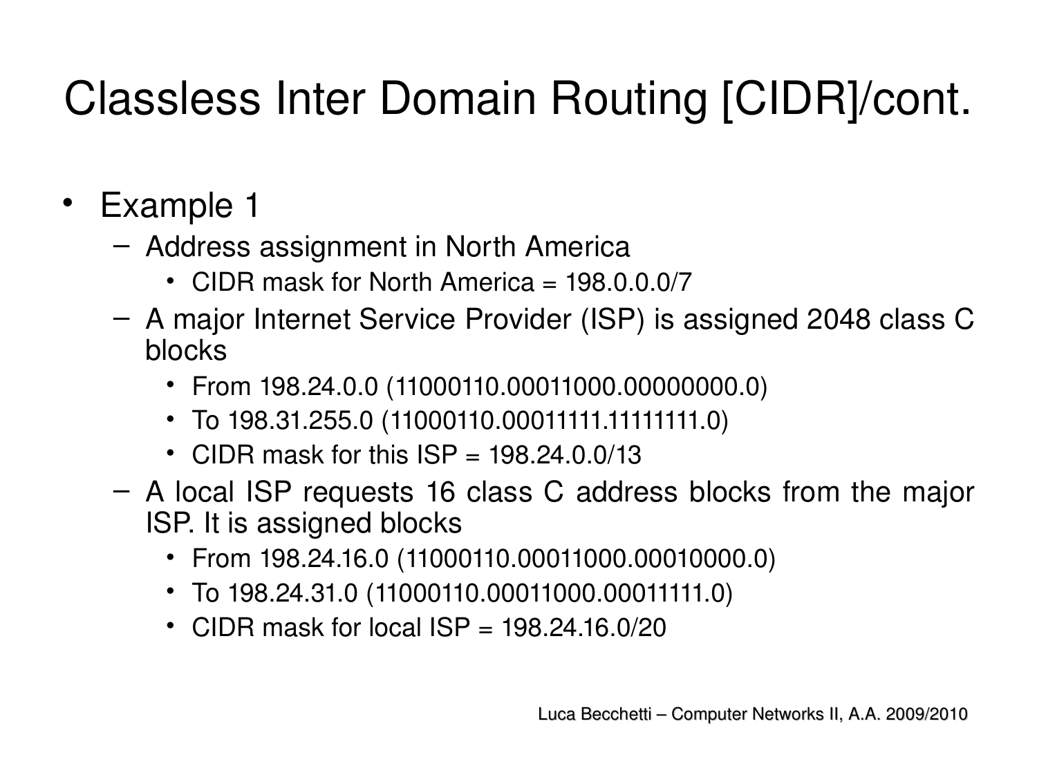# Classless Inter Domain Routing [CIDR]/cont.

- Example 1
  - Address assignment in North America
    - CIDR mask for North America = 198.0.0.0/7
  - A major Internet Service Provider (ISP) is assigned 2048 class C blocks
    - From 198.24.0.0 (11000110.00011000.00000000.0)
    - To 198.31.255.0 (11000110.00011111.11111111.0)
    - CIDR mask for this ISP = 198.24.0.0/13
  - A local ISP requests 16 class C address blocks from the major ISP. It is assigned blocks
    - From 198.24.16.0 (11000110.00011000.00010000.0)
    - To 198.24.31.0 (11000110.00011000.00011111.0)
    - CIDR mask for local ISP = 198.24.16.0/20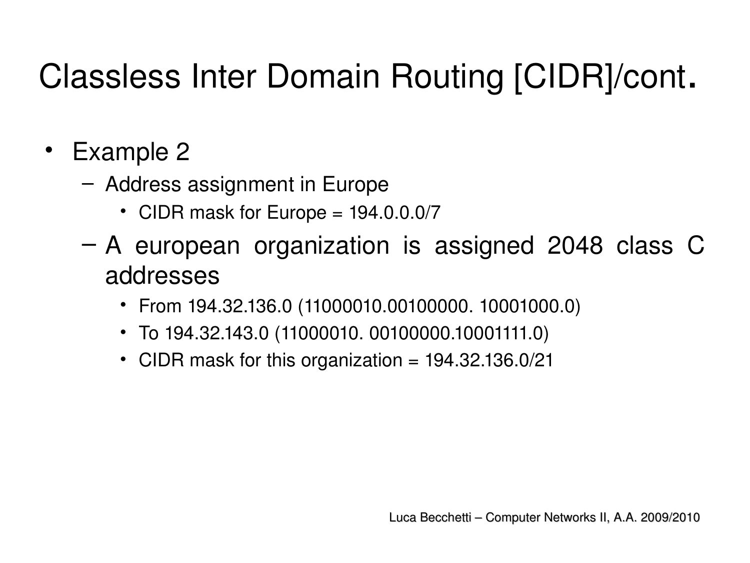# Classless Inter Domain Routing [CIDR]/cont.

- Example 2
  - Address assignment in Europe
    - CIDR mask for Europe = 194.0.0.0/7
  - A european organization is assigned 2048 class C addresses
    - From 194.32.136.0 (11000010.00100000. 10001000.0)
    - To 194.32.143.0 (11000010. 00100000.10001111.0)
    - CIDR mask for this organization = 194.32.136.0/21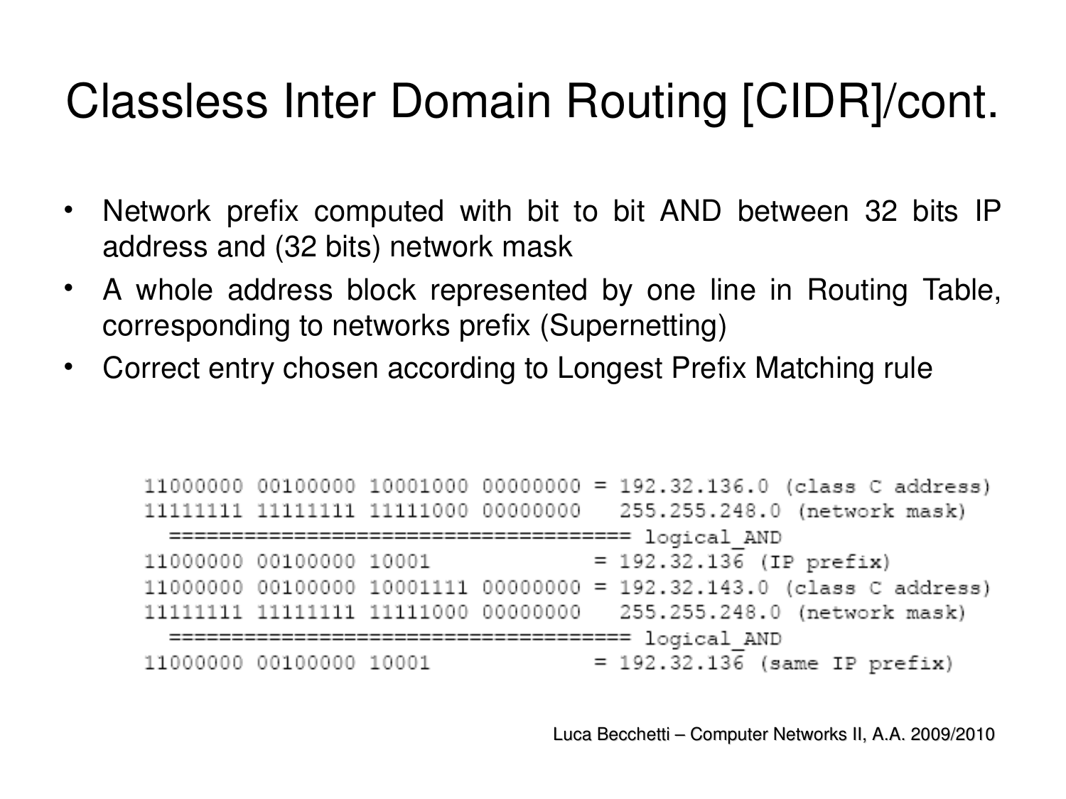# Classless Inter Domain Routing [CIDR]/cont.

- Network prefix computed with bit to bit AND between 32 bits IP address and (32 bits) network mask
- A whole address block represented by one line in Routing Table, corresponding to networks prefix (Supernetting)
- Correct entry chosen according to Longest Prefix Matching rule

```
11000000 00100000 10001000 00000000 = 192.32.136.0 (class C address)
11111111 11111111 11111000 00000000   255.255.248.0 (network mask)
  ==================================== logical_AND
11000000 00100000 10001             = 192.32.136 (IP prefix)
11000000 00100000 10001111 00000000 = 192.32.143.0 (class C address)
11111111 11111111 11111000 00000000   255.255.248.0 (network mask)
  ==================================== logical_AND
11000000 00100000 10001             = 192.32.136 (same IP prefix)
```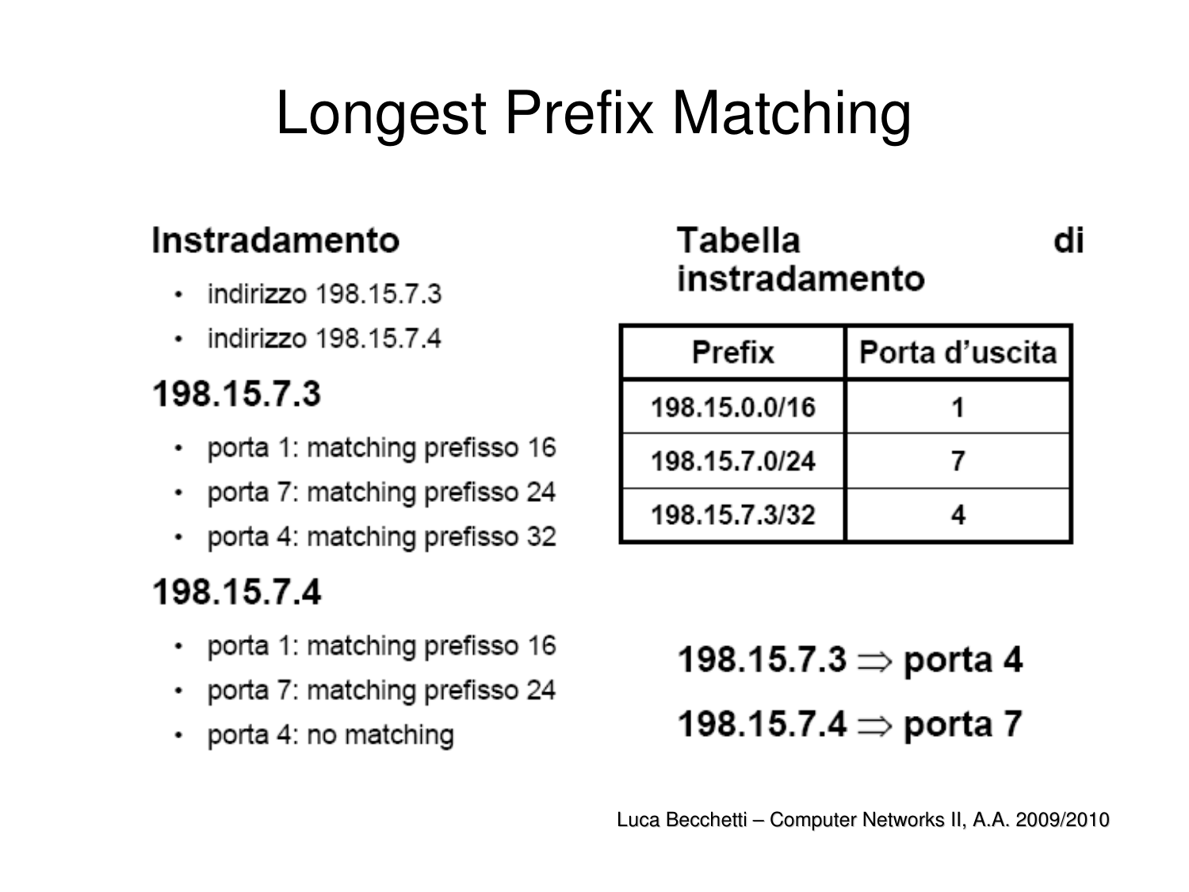# Longest Prefix Matching

## Instradamento

- indirizzo 198.15.7.3
- indirizzo 198.15.7.4

### 198.15.7.3

- porta 1: matching prefisso 16
- porta 7: matching prefisso 24
- porta 4: matching prefisso 32

### 198.15.7.4

- porta 1: matching prefisso 16
- porta 7: matching prefisso 24
- porta 4: no matching

## Tabella di instradamento

| Prefix | Porta d'uscita |
|---|---|
| 198.15.0.0/16 | 1 |
| 198.15.7.0/24 | 7 |
| 198.15.7.3/32 | 4 |

**198.15.7.3 $\Rightarrow$ porta 4**

**198.15.7.4 $\Rightarrow$ porta 7**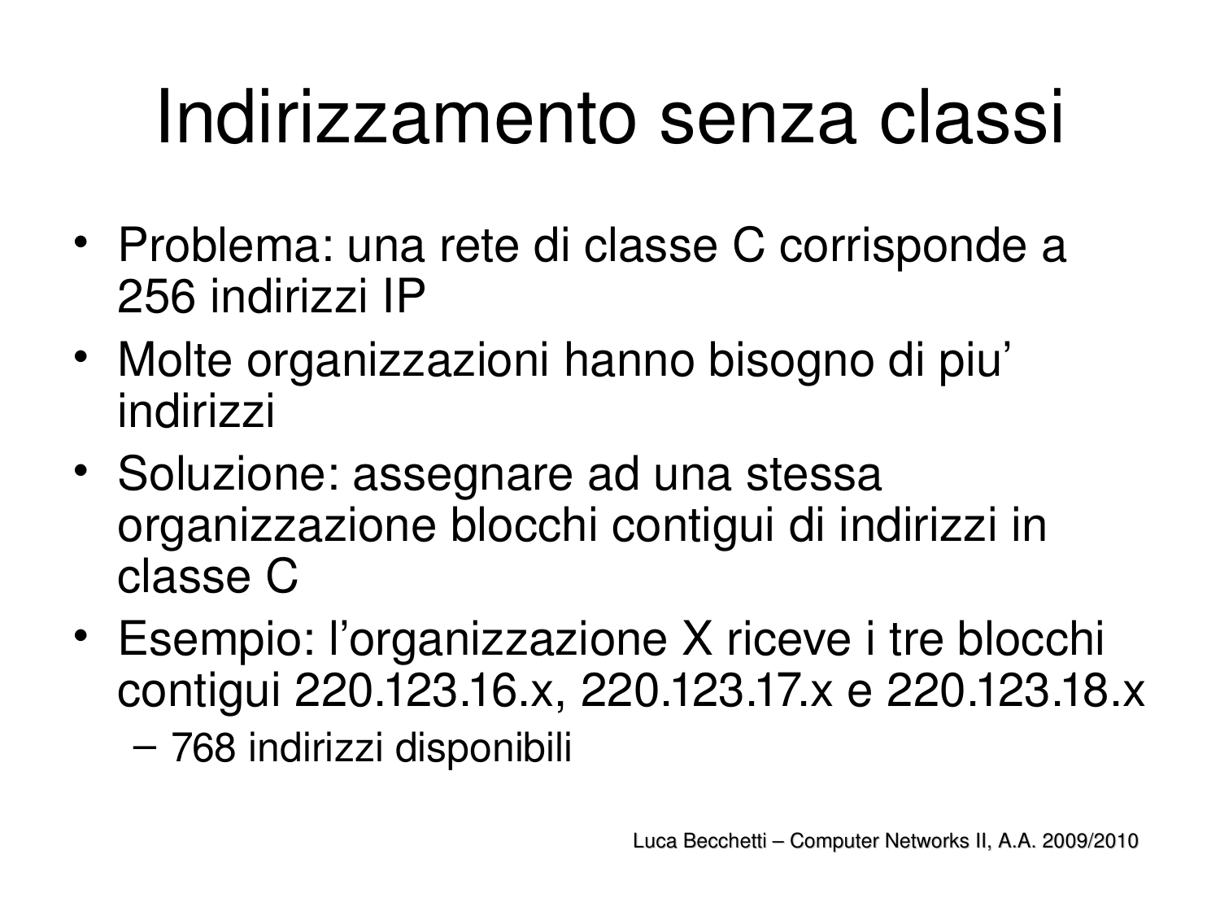# Indirizzamento senza classi

- Problema: una rete di classe C corrisponde a 256 indirizzi IP
- Molte organizzazioni hanno bisogno di piu' indirizzi
- Soluzione: assegnare ad una stessa organizzazione blocchi contigui di indirizzi in classe C
- Esempio: l'organizzazione X riceve i tre blocchi contigui 220.123.16.x, 220.123.17.x e 220.123.18.x
  - 768 indirizzi disponibili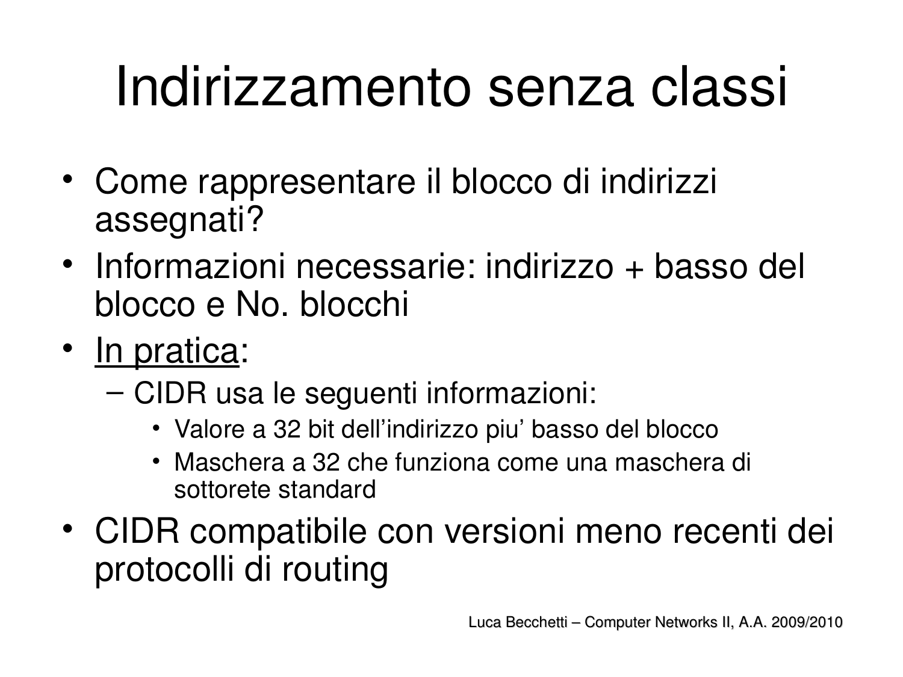# Indirizzamento senza classi

- Come rappresentare il blocco di indirizzi assegnati?
- Informazioni necessarie: indirizzo + basso del blocco e No. blocchi
- <u>In pratica</u>:
  - CIDR usa le seguenti informazioni:
    - Valore a 32 bit dell'indirizzo piu' basso del blocco
    - Maschera a 32 che funziona come una maschera di sottorete standard
- CIDR compatibile con versioni meno recenti dei protocolli di routing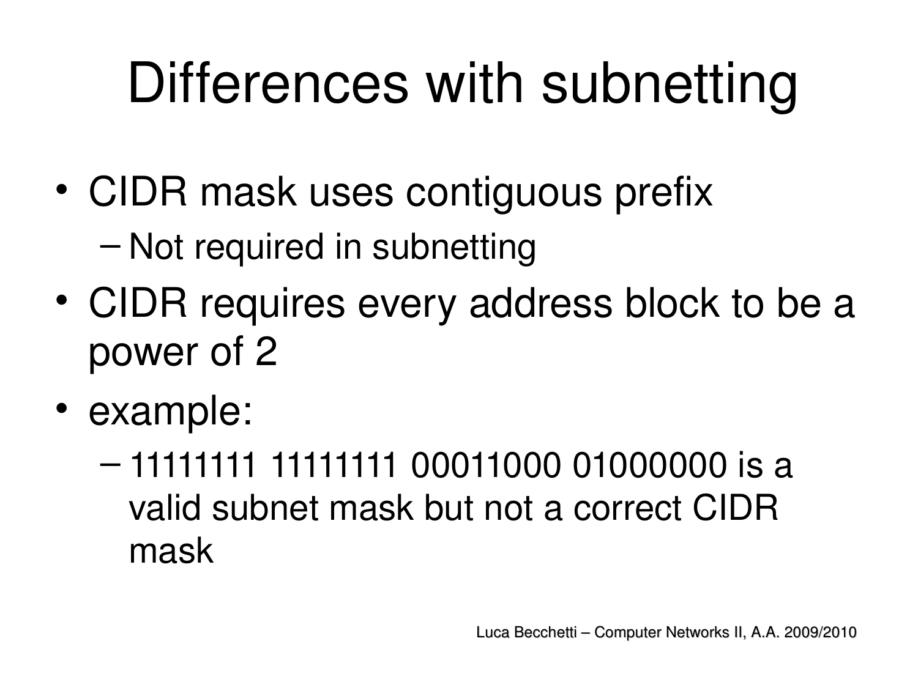# Differences with subnetting

- CIDR mask uses contiguous prefix
  - Not required in subnetting
- CIDR requires every address block to be a power of 2
- example:
  - 11111111 11111111 00011000 01000000 is a valid subnet mask but not a correct CIDR mask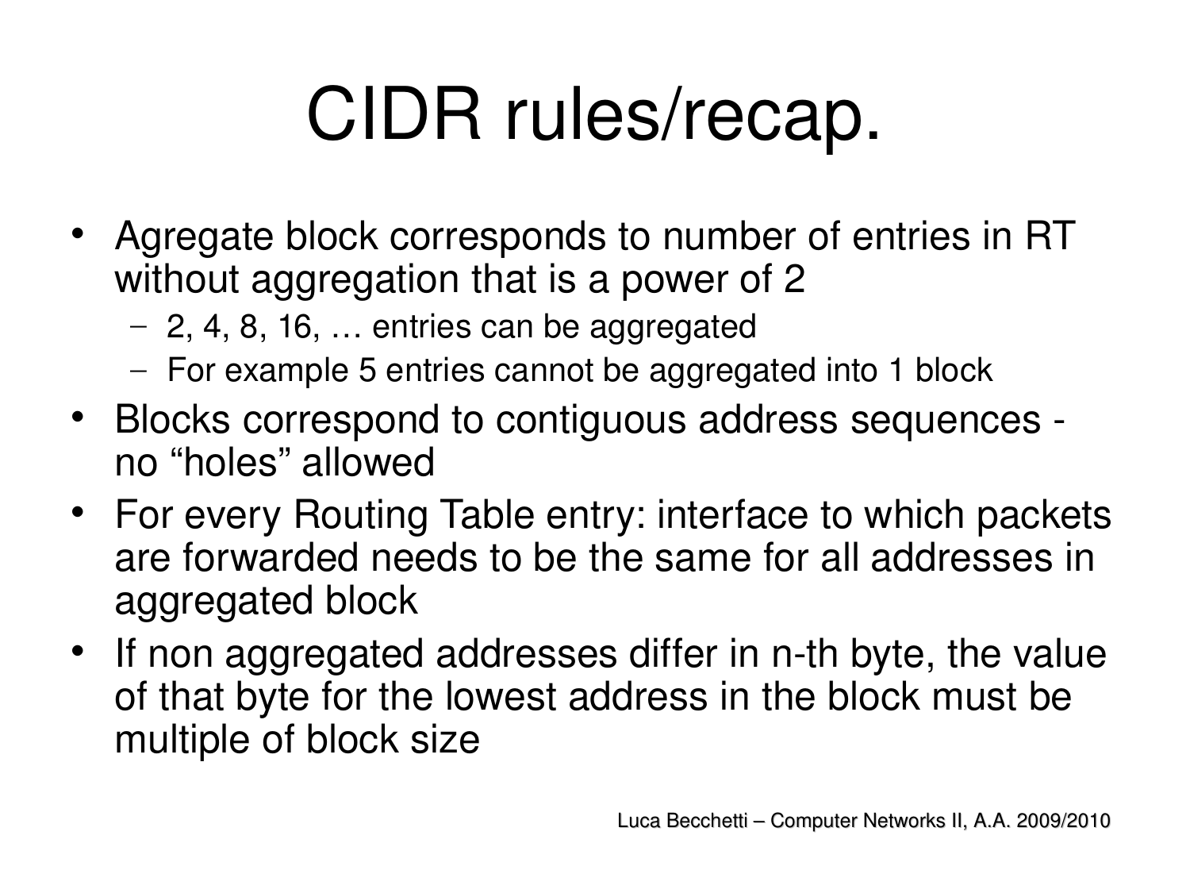# CIDR rules/recap.

- Agregate block corresponds to number of entries in RT without aggregation that is a power of 2
  - 2, 4, 8, 16, … entries can be aggregated
  - For example 5 entries cannot be aggregated into 1 block
- Blocks correspond to contiguous address sequences - no “holes” allowed
- For every Routing Table entry: interface to which packets are forwarded needs to be the same for all addresses in aggregated block
- If non aggregated addresses differ in n-th byte, the value of that byte for the lowest address in the block must be multiple of block size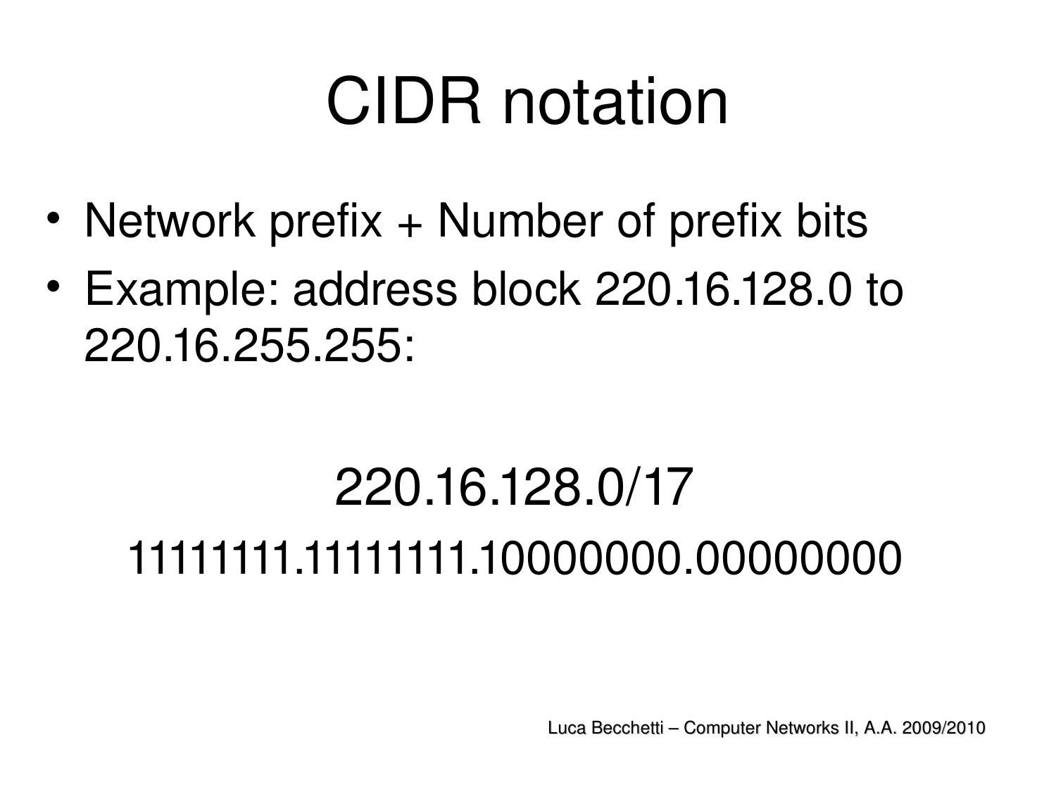# CIDR notation

- Network prefix + Number of prefix bits
- Example: address block 220.16.128.0 to 220.16.255.255:

220.16.128.0/17

11111111.11111111.10000000.00000000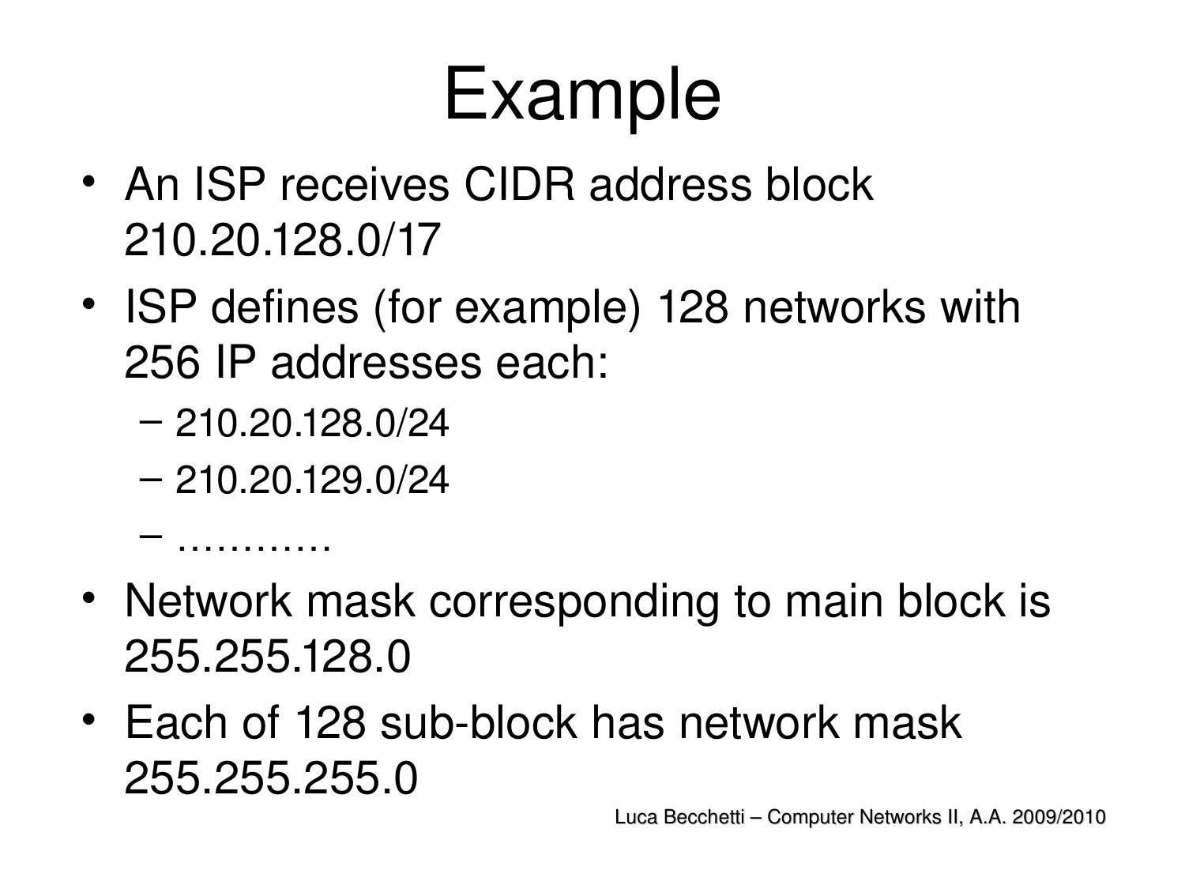# Example

- An ISP receives CIDR address block 210.20.128.0/17
- ISP defines (for example) 128 networks with 256 IP addresses each:
  - 210.20.128.0/24
  - 210.20.129.0/24
  - …………
- Network mask corresponding to main block is 255.255.128.0
- Each of 128 sub-block has network mask 255.255.255.0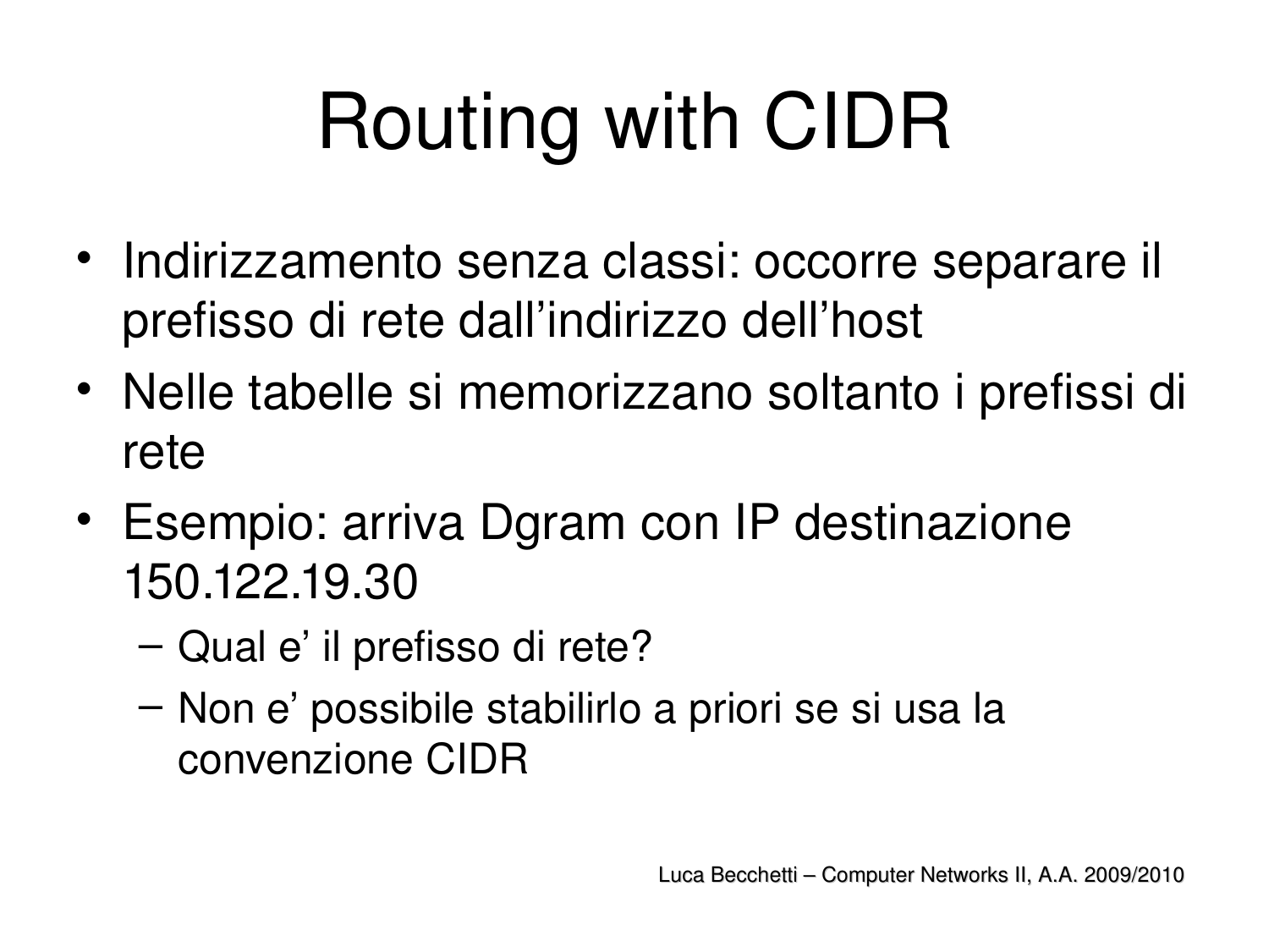# Routing with CIDR

- Indirizzamento senza classi: occorre separare il prefisso di rete dall'indirizzo dell'host
- Nelle tabelle si memorizzano soltanto i prefissi di rete
- Esempio: arriva Dgram con IP destinazione 150.122.19.30
  - Qual e' il prefisso di rete?
  - Non e' possibile stabilirlo a priori se si usa la convenzione CIDR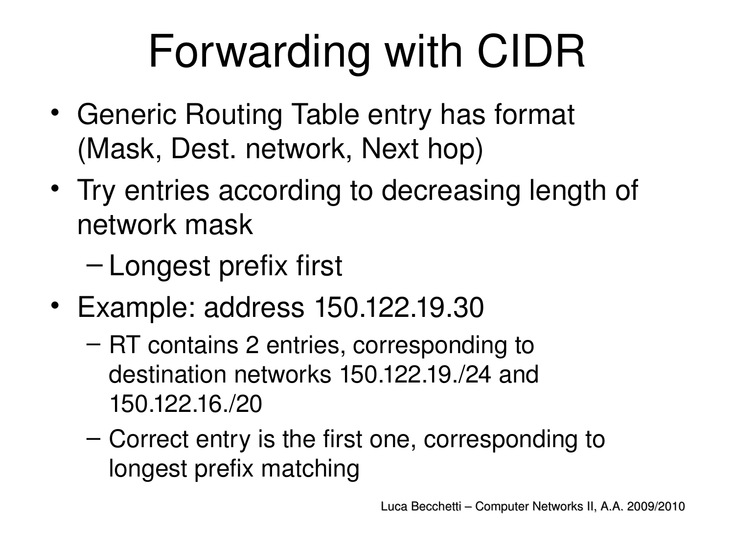# Forwarding with CIDR

- Generic Routing Table entry has format (Mask, Dest. network, Next hop)
- Try entries according to decreasing length of network mask
  - Longest prefix first
- Example: address 150.122.19.30
  - RT contains 2 entries, corresponding to destination networks 150.122.19./24 and 150.122.16./20
  - Correct entry is the first one, corresponding to longest prefix matching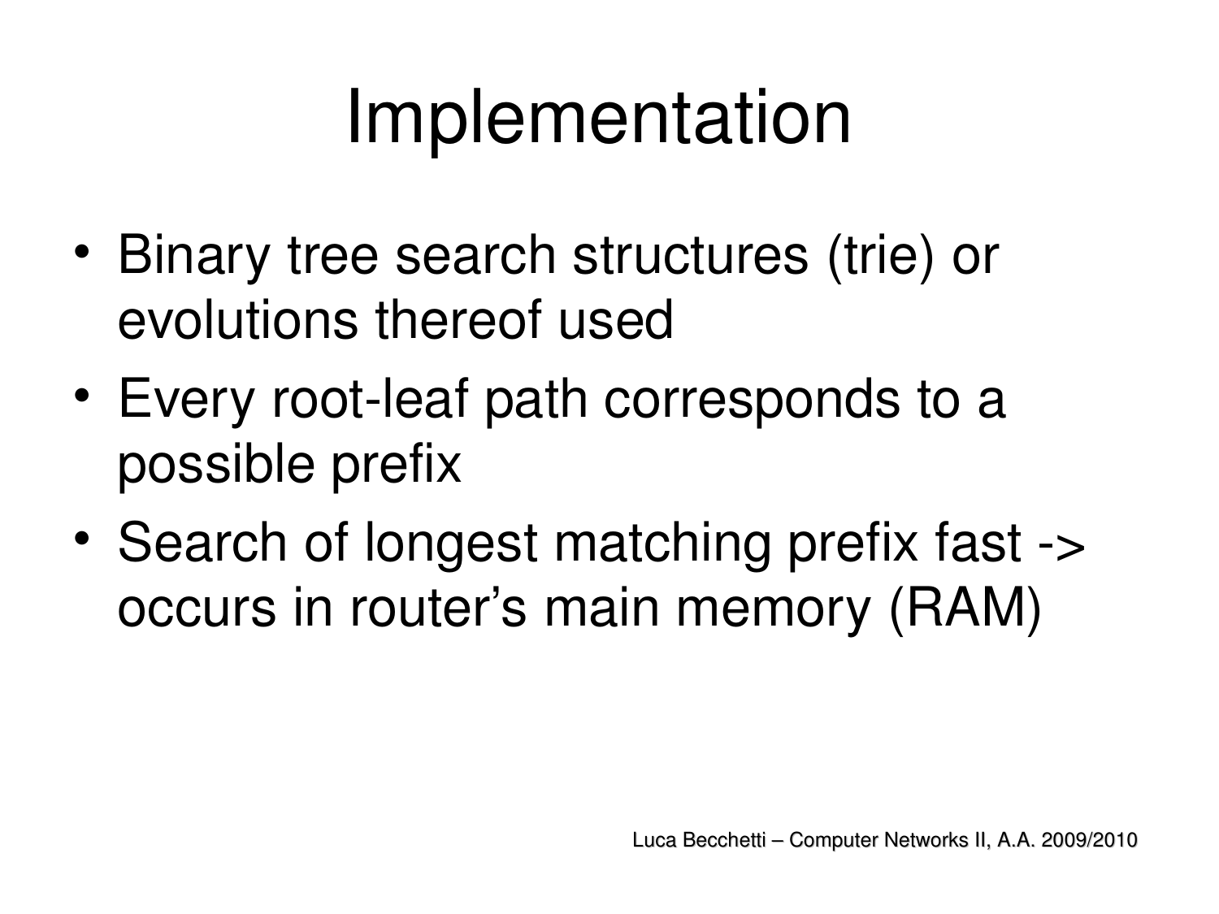# Implementation

- Binary tree search structures (trie) or evolutions thereof used
- Every root-leaf path corresponds to a possible prefix
- Search of longest matching prefix fast -> occurs in router's main memory (RAM)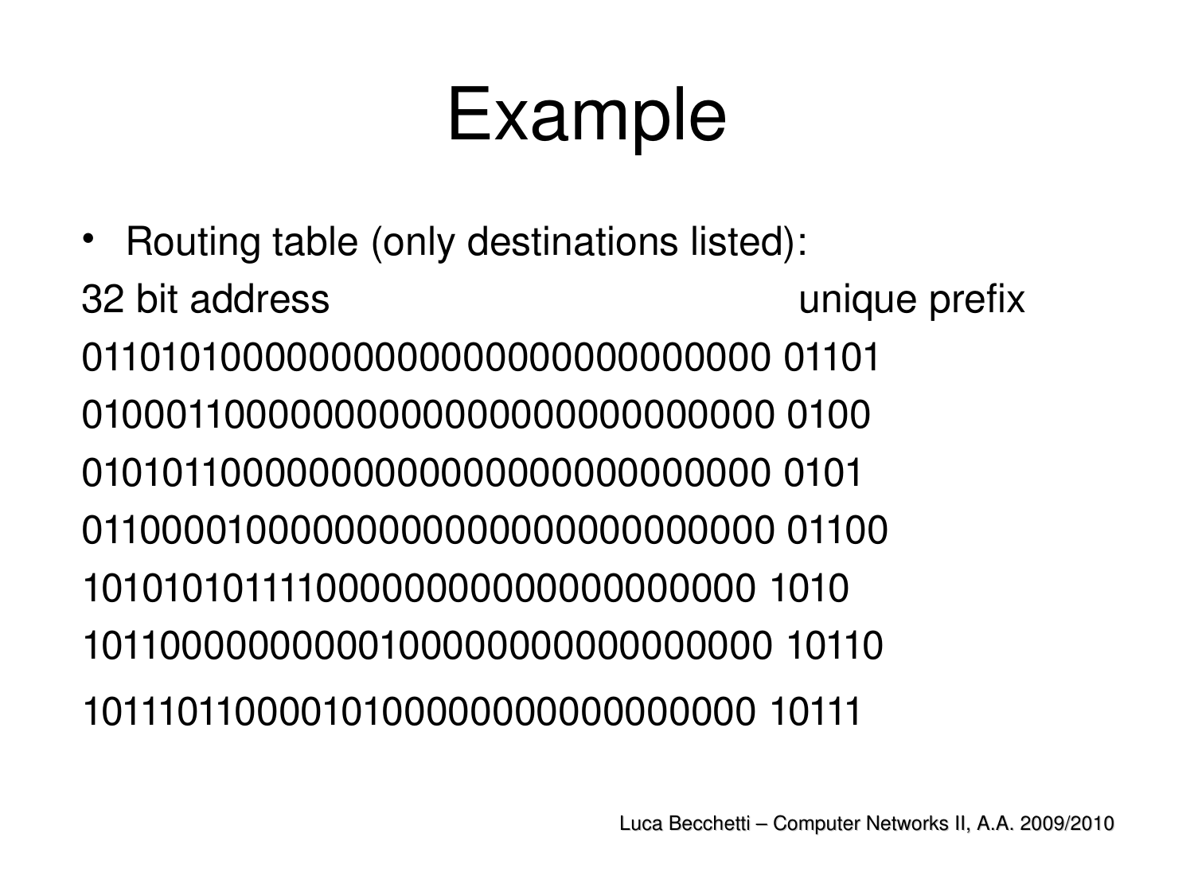# Example

- Routing table (only destinations listed):

| 32 bit address | unique prefix |
|---|---|
| 01101010000000000000000000000000 | 01101 |
| 01000110000000000000000000000000 | 0100 |
| 01010110000000000000000000000000 | 0101 |
| 01100001000000000000000000000000 | 01100 |
| 10101010111100000000000000000000 | 1010 |
| 10110000000010000000000000000000 | 10110 |
| 10111011000010100000000000000000 | 10111 |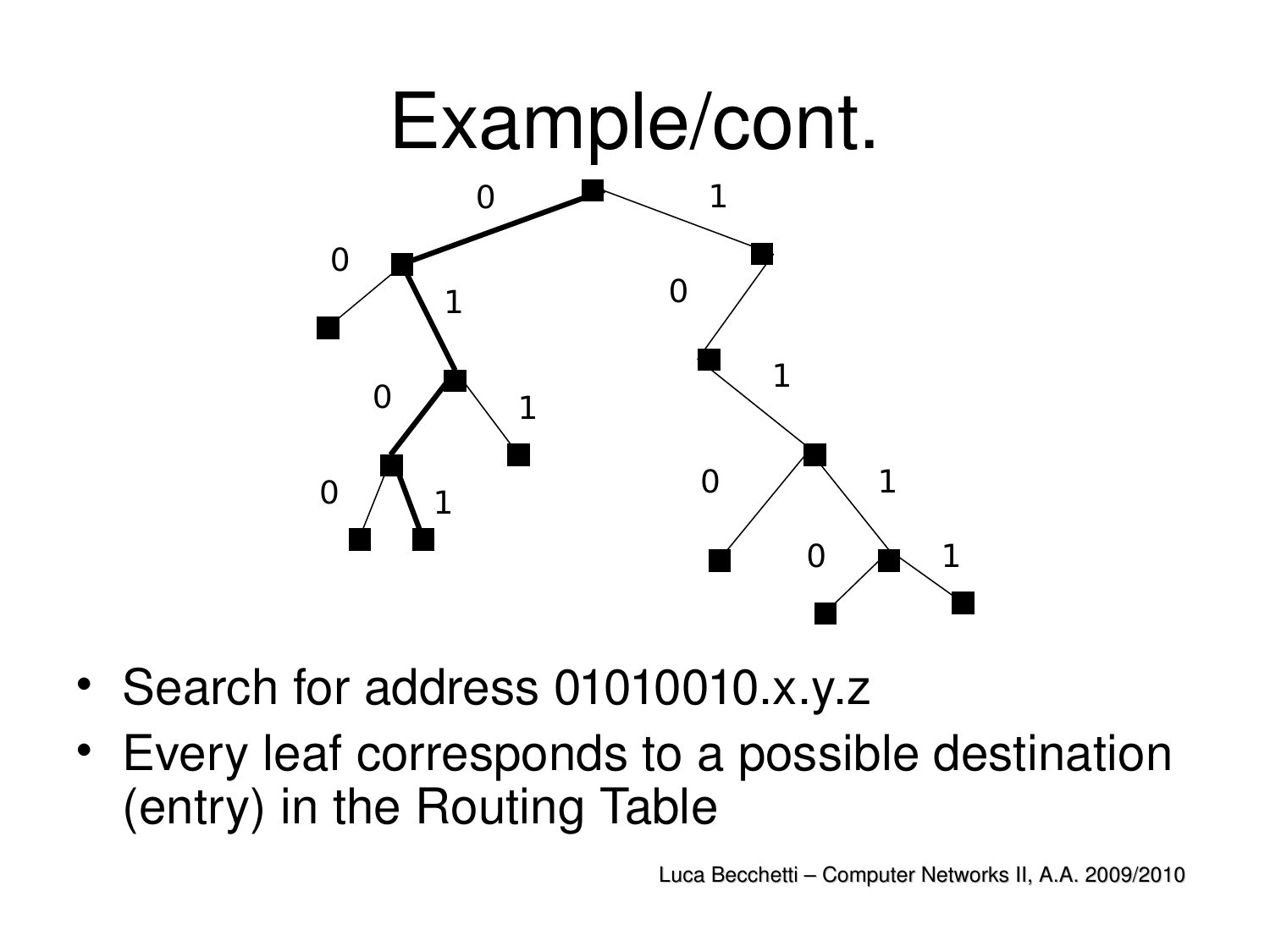# Example/cont.

- Search for address 01010010.x.y.z
- Every leaf corresponds to a possible destination (entry) in the Routing Table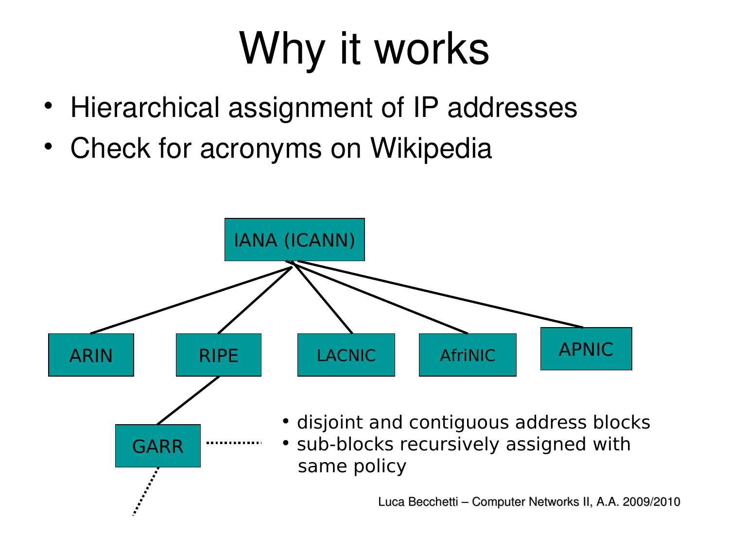# Why it works

- Hierarchical assignment of IP addresses
- Check for acronyms on Wikipedia

IANA (ICANN)

ARIN RIPE LACNIC AfriNIC APNIC

GARR

- disjoint and contiguous address blocks
- sub-blocks recursively assigned with same policy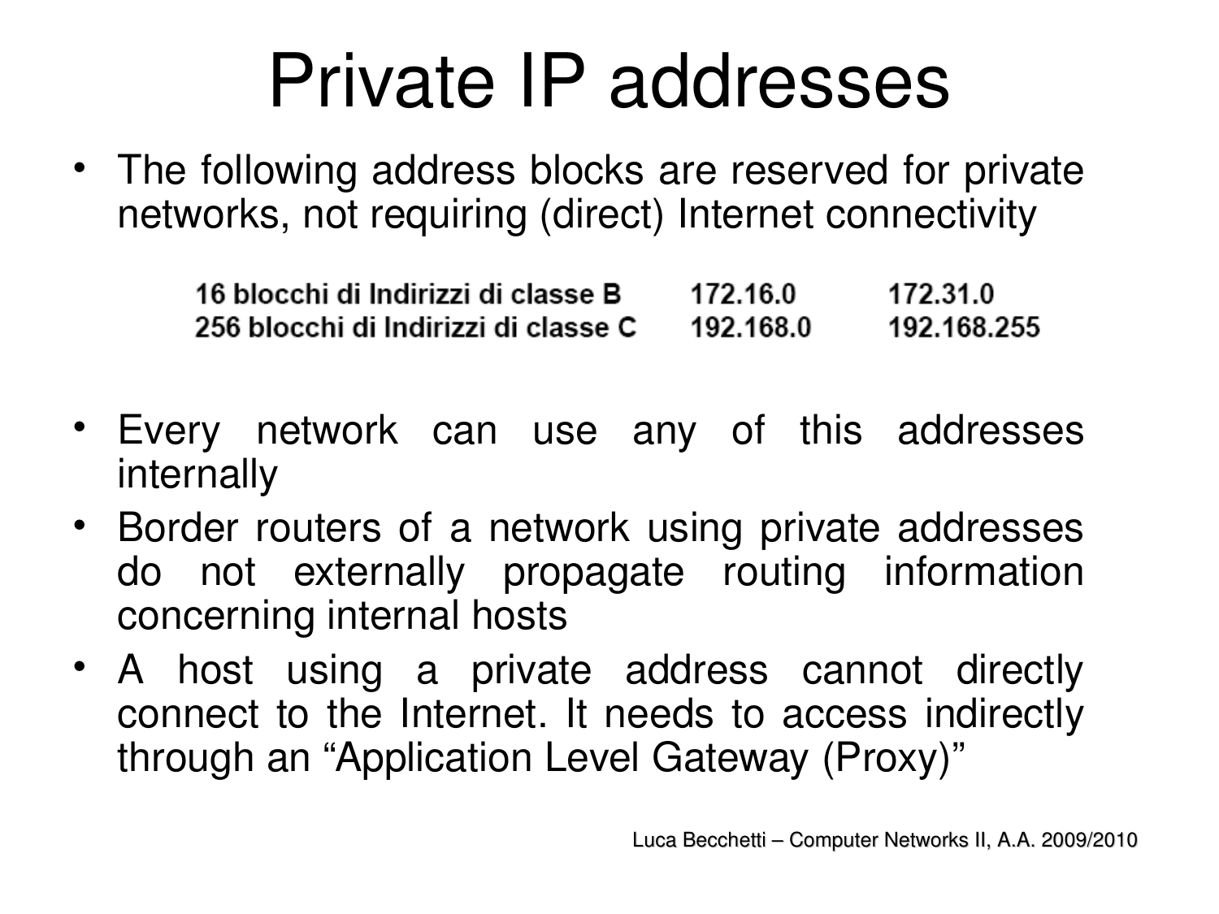# Private IP addresses

- The following address blocks are reserved for private networks, not requiring (direct) Internet connectivity

| | | |
|---|---|---|
| 16 blocchi di Indirizzi di classe B | 172.16.0 | 172.31.0 |
| 256 blocchi di Indirizzi di classe C | 192.168.0 | 192.168.255 |

- Every network can use any of this addresses internally
- Border routers of a network using private addresses do not externally propagate routing information concerning internal hosts
- A host using a private address cannot directly connect to the Internet. It needs to access indirectly through an “Application Level Gateway (Proxy)”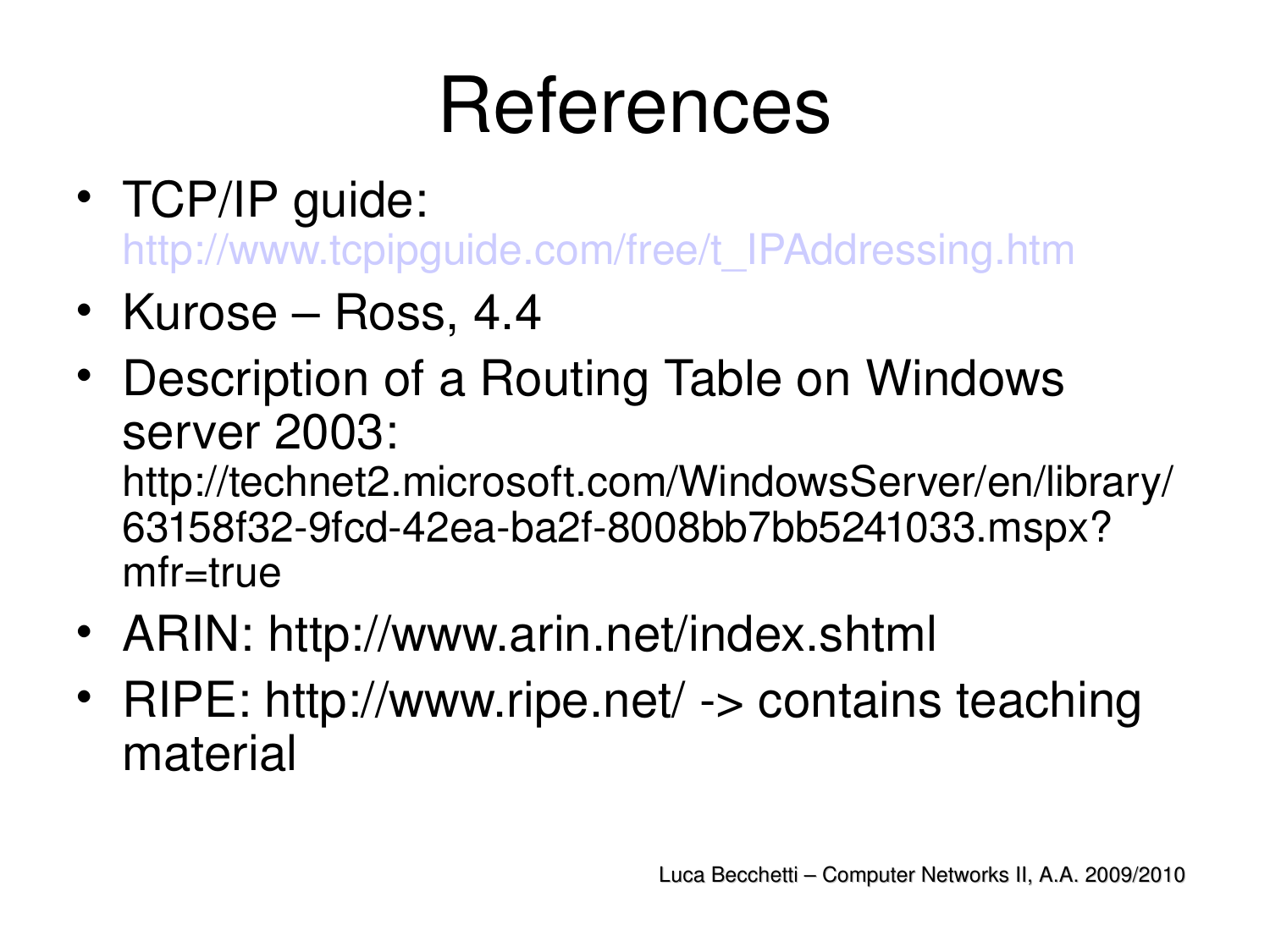# References

- TCP/IP guide: http://www.tcpipguide.com/free/t_IPAddressing.htm
- Kurose – Ross, 4.4
- Description of a Routing Table on Windows server 2003: http://technet2.microsoft.com/WindowsServer/en/library/63158f32-9fcd-42ea-ba2f-8008bb7bb5241033.mspx?mfr=true
- ARIN: http://www.arin.net/index.shtml
- RIPE: http://www.ripe.net/ -> contains teaching material